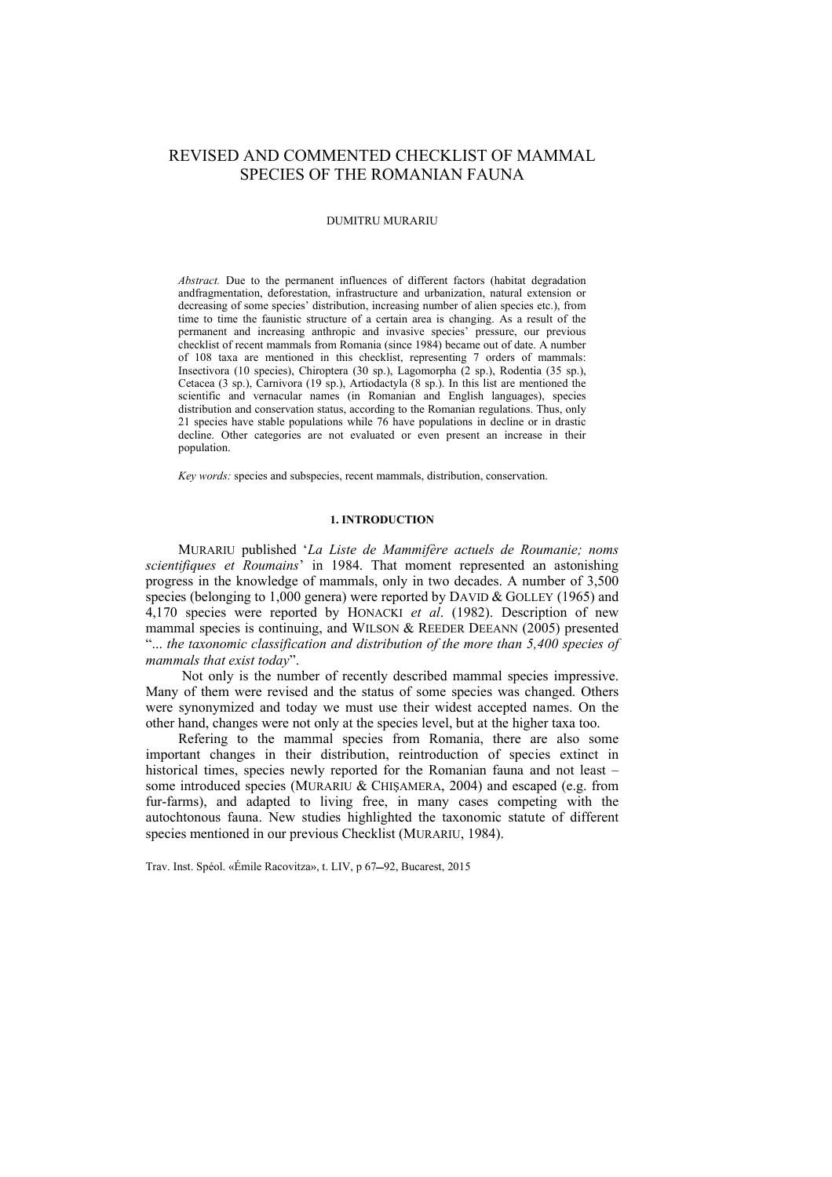# REVISED AND COMMENTED CHECKLIST OF MAMMAL SPECIES OF THE ROMANIAN FAUNA

DUMITRU MURARIU

*Abstract.* Due to the permanent influences of different factors (habitat degradation andfragmentation, deforestation, infrastructure and urbanization, natural extension or decreasing of some species' distribution, increasing number of alien species etc.), from time to time the faunistic structure of a certain area is changing. As a result of the permanent and increasing anthropic and invasive species' pressure, our previous checklist of recent mammals from Romania (since 1984) became out of date. A number of 108 taxa are mentioned in this checklist, representing 7 orders of mammals: Insectivora (10 species), Chiroptera (30 sp.), Lagomorpha (2 sp.), Rodentia (35 sp.), Cetacea (3 sp.), Carnivora (19 sp.), Artiodactyla (8 sp.). In this list are mentioned the scientific and vernacular names (in Romanian and English languages), species distribution and conservation status, according to the Romanian regulations. Thus, only 21 species have stable populations while 76 have populations in decline or in drastic decline. Other categories are not evaluated or even present an increase in their population.

*Key words:* species and subspecies, recent mammals, distribution, conservation.

## 1. INTRODUCTION

MURARIU published '*La Liste de Mammifère actuels de Roumanie; noms scientifiques et Roumains*' in 1984. That moment represented an astonishing progress in the knowledge of mammals, only in two decades. A number of 3,500 species (belonging to 1,000 genera) were reported by DAVID & GOLLEY (1965) and 4,170 species were reported by HONACKI *et al*. (1982). Description of new mammal species is continuing, and WILSON & REEDER DEEANN (2005) presented "*... the taxonomic classification and distribution of the more than 5,400 species of mammals that exist today*".

Not only is the number of recently described mammal species impressive. Many of them were revised and the status of some species was changed. Others were synonymized and today we must use their widest accepted names. On the other hand, changes were not only at the species level, but at the higher taxa too.

Refering to the mammal species from Romania, there are also some important changes in their distribution, reintroduction of species extinct in historical times, species newly reported for the Romanian fauna and not least – some introduced species (MURARIU & CHIȘAMERA, 2004) and escaped (e.g. from fur-farms), and adapted to living free, in many cases competing with the autochtonous fauna. New studies highlighted the taxonomic statute of different species mentioned in our previous Checklist (MURARIU, 1984).

Trav. Inst. Spéol. «Émile Racovitza», t. LIV, p 67–92, Bucarest, 2015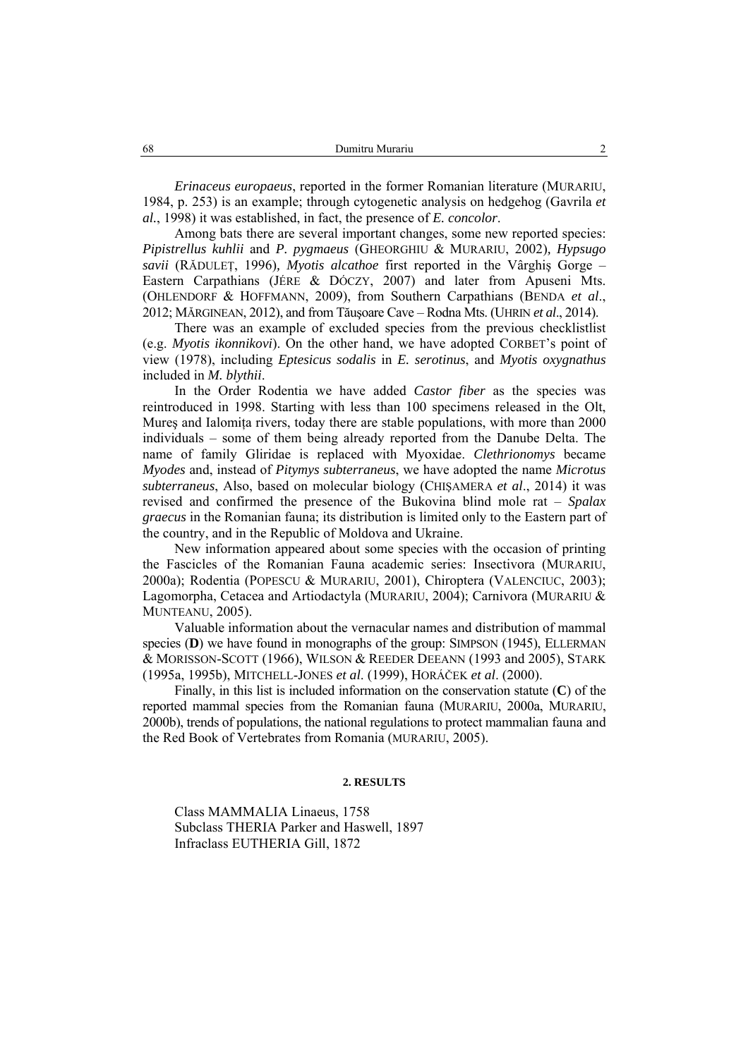*Erinaceus europaeus*, reported in the former Romanian literature (MURARIU, 1984, p. 253) is an example; through cytogenetic analysis on hedgehog (Gavrila *et al*., 1998) it was established, in fact, the presence of *E. concolor*.

Among bats there are several important changes, some new reported species: *Pipistrellus kuhlii* and *P. pygmaeus* (GHEORGHIU & MURARIU, 2002), *Hypsugo savii* (RĂDULEȚ, 1996), *Myotis alcathoe* first reported in the Vârghiș Gorge – Eastern Carpathians (JÉRE & DÓCZY, 2007) and later from Apuseni Mts. (OHLENDORF & HOFFMANN, 2009), from Southern Carpathians (BENDA *et al*., 2012; MĂRGINEAN, 2012), and from Tăușoare Cave – Rodna Mts. (UHRIN *et al*., 2014).

There was an example of excluded species from the previous checklistlist (e.g. *Myotis ikonnikovi*). On the other hand, we have adopted CORBET's point of view (1978), including *Eptesicus sodalis* in *E. serotinus*, and *Myotis oxygnathus* included in *M. blythii*.

In the Order Rodentia we have added *Castor fiber* as the species was reintroduced in 1998. Starting with less than 100 specimens released in the Olt, Mureș and Ialomița rivers, today there are stable populations, with more than 2000 individuals – some of them being already reported from the Danube Delta. The name of family Gliridae is replaced with Myoxidae. *Clethrionomys* became *Myodes* and, instead of *Pitymys subterraneus*, we have adopted the name *Microtus subterraneus*, Also, based on molecular biology (CHIȘAMERA *et al*., 2014) it was revised and confirmed the presence of the Bukovina blind mole rat – *Spalax graecus* in the Romanian fauna; its distribution is limited only to the Eastern part of the country, and in the Republic of Moldova and Ukraine.

New information appeared about some species with the occasion of printing the Fascicles of the Romanian Fauna academic series: Insectivora (MURARIU, 2000a); Rodentia (POPESCU & MURARIU, 2001), Chiroptera (VALENCIUC, 2003); Lagomorpha, Cetacea and Artiodactyla (MURARIU, 2004); Carnivora (MURARIU & MUNTEANU, 2005).

Valuable information about the vernacular names and distribution of mammal species (**D**) we have found in monographs of the group: SIMPSON (1945), ELLERMAN & MORISSON-SCOTT (1966), WILSON & REEDER DEEANN (1993 and 2005), STARK (1995a, 1995b), MITCHELL-JONES *et al*. (1999), HORÁČEK *et al*. (2000).

Finally, in this list is included information on the conservation statute (**C**) of the reported mammal species from the Romanian fauna (MURARIU, 2000a, MURARIU, 2000b), trends of populations, the national regulations to protect mammalian fauna and the Red Book of Vertebrates from Romania (MURARIU, 2005).

## 2. RESULTS

Class MAMMALIA Linaeus, 1758
Subclass THERIA Parker and Haswell, 1897
Infraclass EUTHERIA Gill, 1872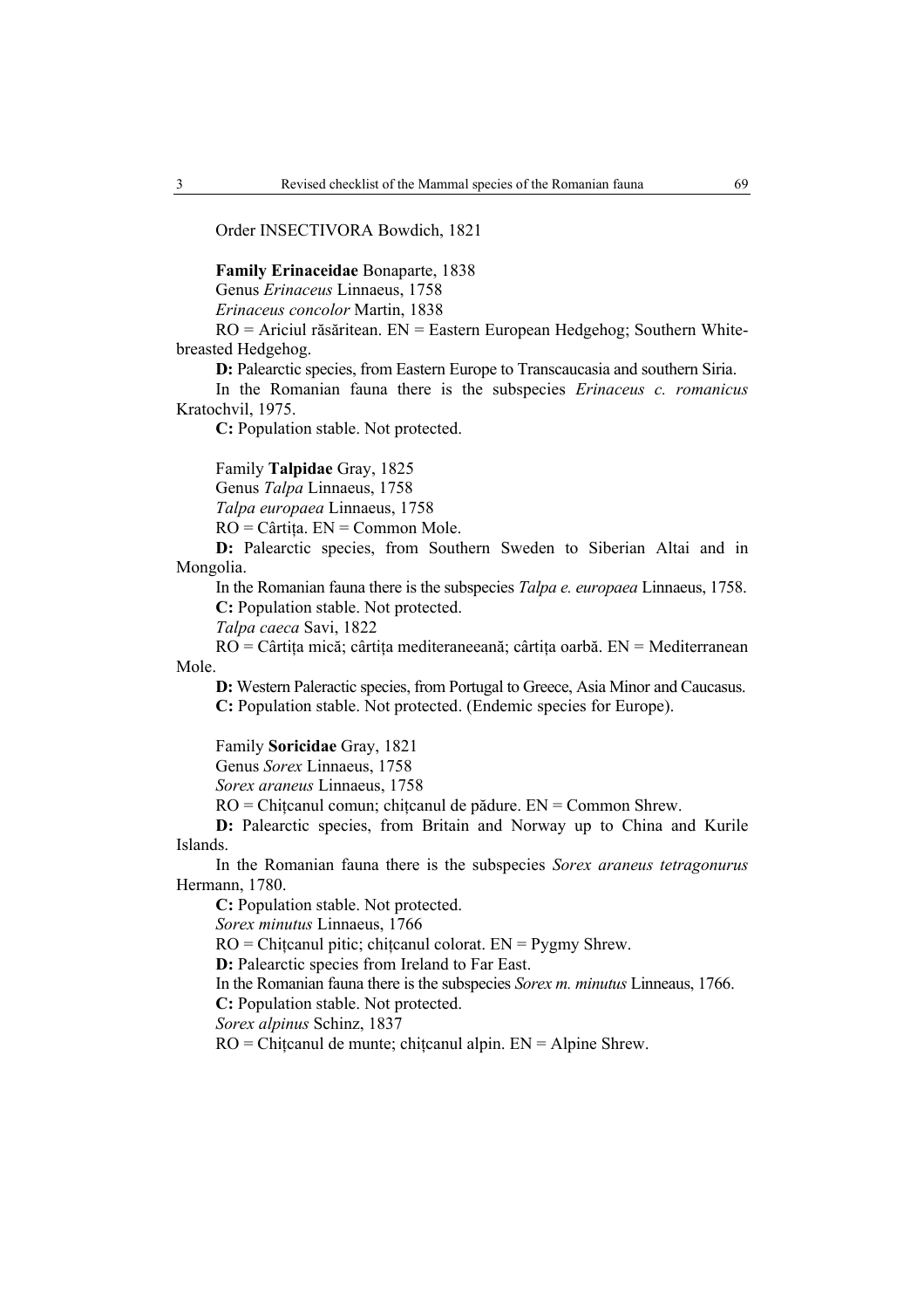Order INSECTIVORA Bowdich, 1821

**Family Erinaceidae** Bonaparte, 1838

Genus *Erinaceus* Linnaeus, 1758

*Erinaceus concolor* Martin, 1838

RO = Ariciul răsăritean. EN = Eastern European Hedgehog; Southern White-breasted Hedgehog.

**D:** Palearctic species, from Eastern Europe to Transcaucasia and southern Siria.

In the Romanian fauna there is the subspecies *Erinaceus c. romanicus* Kratochvil, 1975.

**C:** Population stable. Not protected.

Family **Talpidae** Gray, 1825

Genus *Talpa* Linnaeus, 1758

*Talpa europaea* Linnaeus, 1758

RO = Cârtița. EN = Common Mole.

**D:** Palearctic species, from Southern Sweden to Siberian Altai and in Mongolia.

In the Romanian fauna there is the subspecies *Talpa e. europaea* Linnaeus, 1758.

**C:** Population stable. Not protected.

*Talpa caeca* Savi, 1822

RO = Cârtița mică; cârtița mediteraneeană; cârtița oarbă. EN = Mediterranean Mole.

**D:** Western Paleractic species, from Portugal to Greece, Asia Minor and Caucasus.

**C:** Population stable. Not protected. (Endemic species for Europe).

Family **Soricidae** Gray, 1821

Genus *Sorex* Linnaeus, 1758

*Sorex araneus* Linnaeus, 1758

RO = Chițcanul comun; chițcanul de pădure. EN = Common Shrew.

**D:** Palearctic species, from Britain and Norway up to China and Kurile Islands.

In the Romanian fauna there is the subspecies *Sorex araneus tetragonurus* Hermann, 1780.

**C:** Population stable. Not protected.

*Sorex minutus* Linnaeus, 1766

RO = Chițcanul pitic; chițcanul colorat. EN = Pygmy Shrew.

**D:** Palearctic species from Ireland to Far East.

In the Romanian fauna there is the subspecies *Sorex m. minutus* Linneaus, 1766.

**C:** Population stable. Not protected.

*Sorex alpinus* Schinz, 1837

RO = Chițcanul de munte; chițcanul alpin. EN = Alpine Shrew.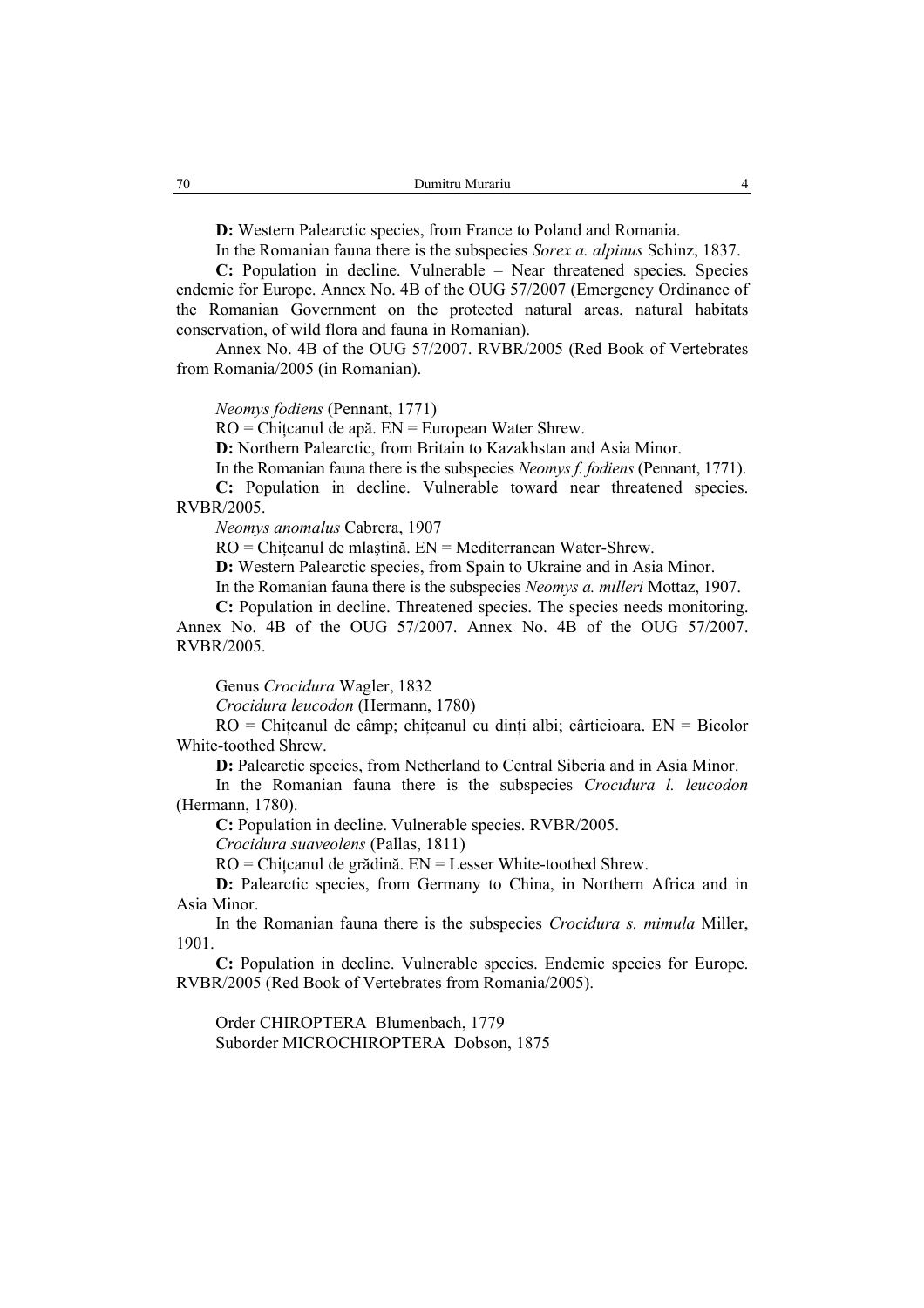**D:** Western Palearctic species, from France to Poland and Romania.

In the Romanian fauna there is the subspecies *Sorex a. alpinus* Schinz, 1837.

**C:** Population in decline. Vulnerable – Near threatened species. Species endemic for Europe. Annex No. 4B of the OUG 57/2007 (Emergency Ordinance of the Romanian Government on the protected natural areas, natural habitats conservation, of wild flora and fauna in Romanian).

Annex No. 4B of the OUG 57/2007. RVBR/2005 (Red Book of Vertebrates from Romania/2005 (in Romanian).

*Neomys fodiens* (Pennant, 1771)

RO = Chițcanul de apă. EN = European Water Shrew.

**D:** Northern Palearctic, from Britain to Kazakhstan and Asia Minor.

In the Romanian fauna there is the subspecies *Neomys f. fodiens* (Pennant, 1771).

**C:** Population in decline. Vulnerable toward near threatened species. RVBR/2005.

*Neomys anomalus* Cabrera, 1907

RO = Chițcanul de mlaştină. EN = Mediterranean Water-Shrew.

**D:** Western Palearctic species, from Spain to Ukraine and in Asia Minor.

In the Romanian fauna there is the subspecies *Neomys a. milleri* Mottaz, 1907.

**C:** Population in decline. Threatened species. The species needs monitoring. Annex No. 4B of the OUG 57/2007. Annex No. 4B of the OUG 57/2007. RVBR/2005.

Genus *Crocidura* Wagler, 1832

*Crocidura leucodon* (Hermann, 1780)

RO = Chițcanul de câmp; chițcanul cu dinți albi; cârticioara. EN = Bicolor White-toothed Shrew.

**D:** Palearctic species, from Netherland to Central Siberia and in Asia Minor.

In the Romanian fauna there is the subspecies *Crocidura l. leucodon* (Hermann, 1780).

**C:** Population in decline. Vulnerable species. RVBR/2005.

*Crocidura suaveolens* (Pallas, 1811)

RO = Chițcanul de grădină. EN = Lesser White-toothed Shrew.

**D:** Palearctic species, from Germany to China, in Northern Africa and in Asia Minor.

In the Romanian fauna there is the subspecies *Crocidura s. mimula* Miller, 1901.

**C:** Population in decline. Vulnerable species. Endemic species for Europe. RVBR/2005 (Red Book of Vertebrates from Romania/2005).

Order CHIROPTERA Blumenbach, 1779

Suborder MICROCHIROPTERA Dobson, 1875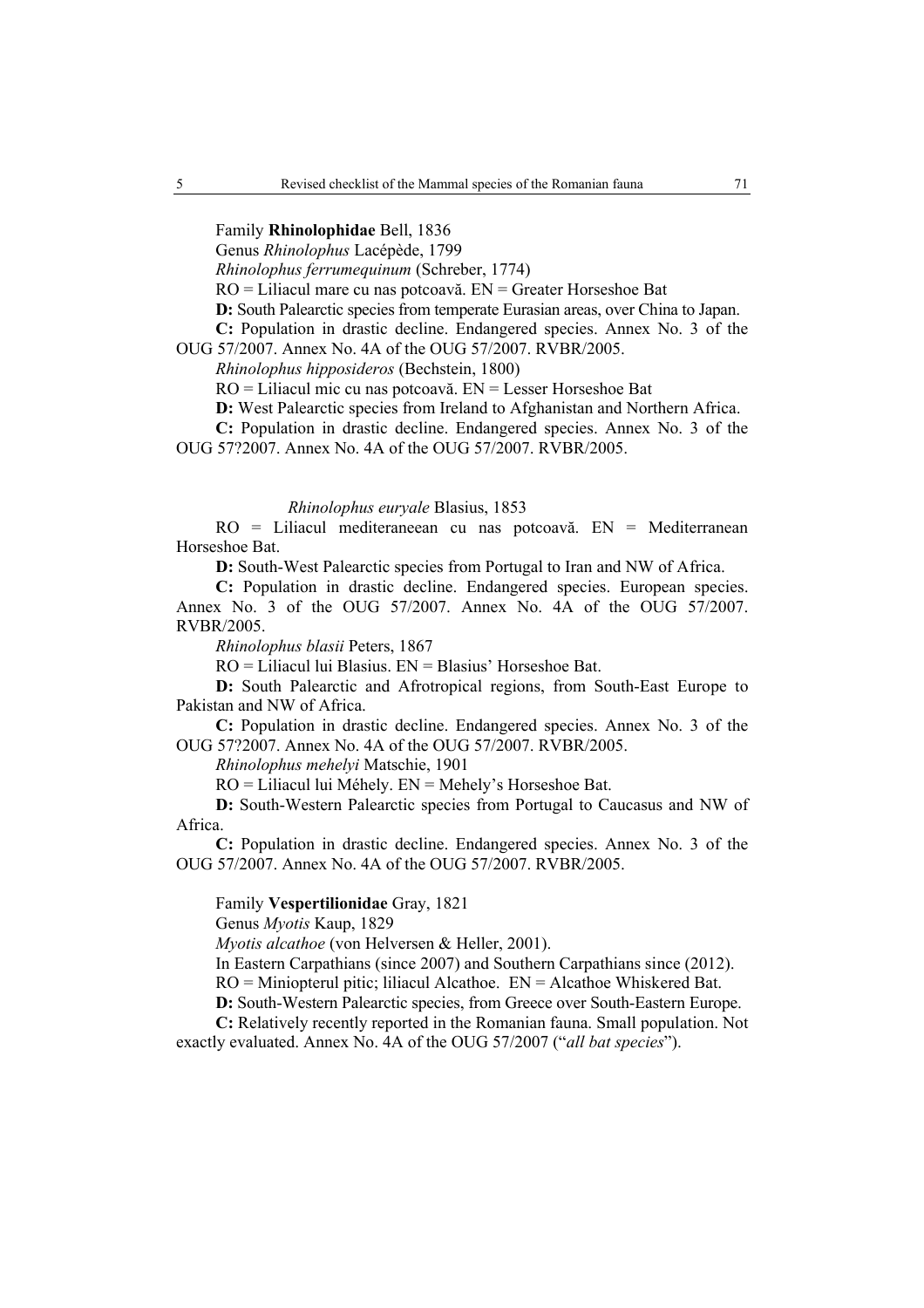Family **Rhinolophidae** Bell, 1836

Genus *Rhinolophus* Lacépède, 1799

*Rhinolophus ferrumequinum* (Schreber, 1774)

RO = Liliacul mare cu nas potcoavă. EN = Greater Horseshoe Bat

**D:** South Palearctic species from temperate Eurasian areas, over China to Japan.

**C:** Population in drastic decline. Endangered species. Annex No. 3 of the OUG 57/2007. Annex No. 4A of the OUG 57/2007. RVBR/2005.

*Rhinolophus hipposideros* (Bechstein, 1800)

RO = Liliacul mic cu nas potcoavă. EN = Lesser Horseshoe Bat

**D:** West Palearctic species from Ireland to Afghanistan and Northern Africa.

**C:** Population in drastic decline. Endangered species. Annex No. 3 of the OUG 57?2007. Annex No. 4A of the OUG 57/2007. RVBR/2005.

*Rhinolophus euryale* Blasius, 1853

RO = Liliacul mediteraneean cu nas potcoavă. EN = Mediterranean Horseshoe Bat.

**D:** South-West Palearctic species from Portugal to Iran and NW of Africa.

**C:** Population in drastic decline. Endangered species. European species. Annex No. 3 of the OUG 57/2007. Annex No. 4A of the OUG 57/2007. RVBR/2005.

*Rhinolophus blasii* Peters, 1867

RO = Liliacul lui Blasius. EN = Blasius' Horseshoe Bat.

**D:** South Palearctic and Afrotropical regions, from South-East Europe to Pakistan and NW of Africa.

**C:** Population in drastic decline. Endangered species. Annex No. 3 of the OUG 57?2007. Annex No. 4A of the OUG 57/2007. RVBR/2005.

*Rhinolophus mehelyi* Matschie, 1901

RO = Liliacul lui Méhely. EN = Mehely's Horseshoe Bat.

**D:** South-Western Palearctic species from Portugal to Caucasus and NW of Africa.

**C:** Population in drastic decline. Endangered species. Annex No. 3 of the OUG 57/2007. Annex No. 4A of the OUG 57/2007. RVBR/2005.

Family **Vespertilionidae** Gray, 1821

Genus *Myotis* Kaup, 1829

*Myotis alcathoe* (von Helversen & Heller, 2001).

In Eastern Carpathians (since 2007) and Southern Carpathians since (2012).

RO = Miniopterul pitic; liliacul Alcathoe. EN = Alcathoe Whiskered Bat.

**D:** South-Western Palearctic species, from Greece over South-Eastern Europe.

**C:** Relatively recently reported in the Romanian fauna. Small population. Not exactly evaluated. Annex No. 4A of the OUG 57/2007 ("*all bat species*").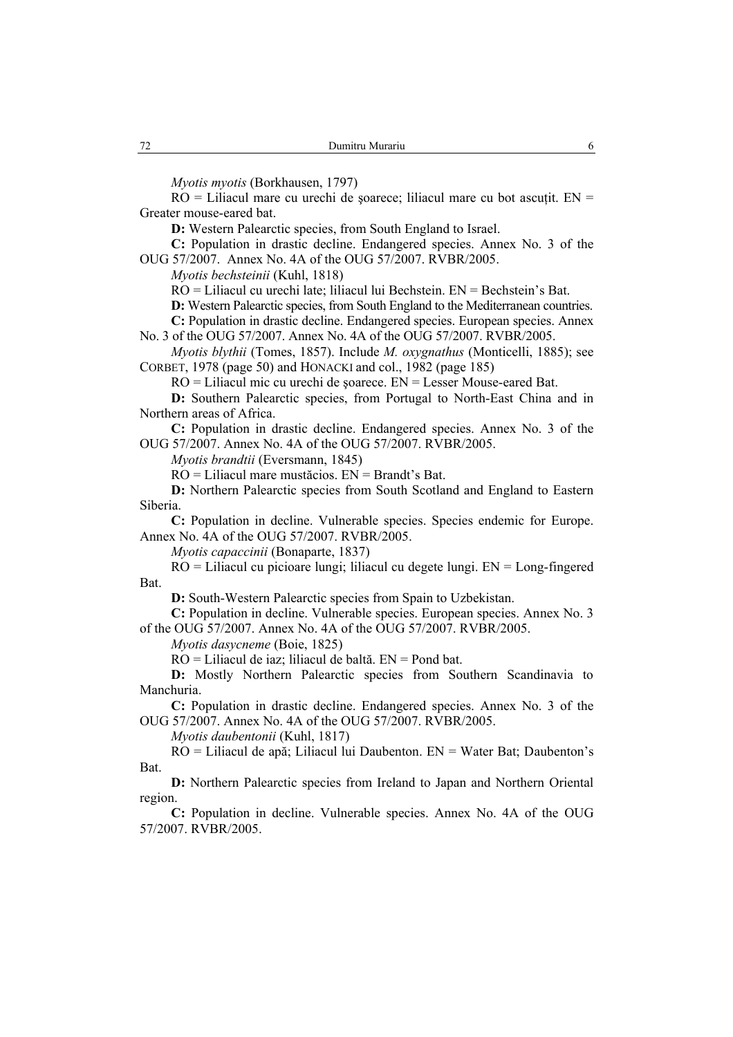*Myotis myotis* (Borkhausen, 1797)

RO = Liliacul mare cu urechi de şoarece; liliacul mare cu bot ascuţit. EN = Greater mouse-eared bat.

**D:** Western Palearctic species, from South England to Israel.

**C:** Population in drastic decline. Endangered species. Annex No. 3 of the OUG 57/2007. Annex No. 4A of the OUG 57/2007. RVBR/2005.

*Myotis bechsteinii* (Kuhl, 1818)

RO = Liliacul cu urechi late; liliacul lui Bechstein. EN = Bechstein's Bat.

**D:** Western Palearctic species, from South England to the Mediterranean countries.

**C:** Population in drastic decline. Endangered species. European species. Annex No. 3 of the OUG 57/2007. Annex No. 4A of the OUG 57/2007. RVBR/2005.

*Myotis blythii* (Tomes, 1857). Include *M. oxygnathus* (Monticelli, 1885); see CORBET, 1978 (page 50) and HONACKI and col., 1982 (page 185)

RO = Liliacul mic cu urechi de şoarece. EN = Lesser Mouse-eared Bat.

**D:** Southern Palearctic species, from Portugal to North-East China and in Northern areas of Africa.

**C:** Population in drastic decline. Endangered species. Annex No. 3 of the OUG 57/2007. Annex No. 4A of the OUG 57/2007. RVBR/2005.

*Myotis brandtii* (Eversmann, 1845)

RO = Liliacul mare mustăcios. EN = Brandt's Bat.

**D:** Northern Palearctic species from South Scotland and England to Eastern Siberia.

**C:** Population in decline. Vulnerable species. Species endemic for Europe. Annex No. 4A of the OUG 57/2007. RVBR/2005.

*Myotis capaccinii* (Bonaparte, 1837)

RO = Liliacul cu picioare lungi; liliacul cu degete lungi. EN = Long-fingered Bat.

**D:** South-Western Palearctic species from Spain to Uzbekistan.

**C:** Population in decline. Vulnerable species. European species. Annex No. 3 of the OUG 57/2007. Annex No. 4A of the OUG 57/2007. RVBR/2005.

*Myotis dasycneme* (Boie, 1825)

RO = Liliacul de iaz; liliacul de baltă. EN = Pond bat.

**D:** Mostly Northern Palearctic species from Southern Scandinavia to Manchuria.

**C:** Population in drastic decline. Endangered species. Annex No. 3 of the OUG 57/2007. Annex No. 4A of the OUG 57/2007. RVBR/2005.

*Myotis daubentonii* (Kuhl, 1817)

RO = Liliacul de apă; Liliacul lui Daubenton. EN = Water Bat; Daubenton's Bat.

**D:** Northern Palearctic species from Ireland to Japan and Northern Oriental region.

**C:** Population in decline. Vulnerable species. Annex No. 4A of the OUG 57/2007. RVBR/2005.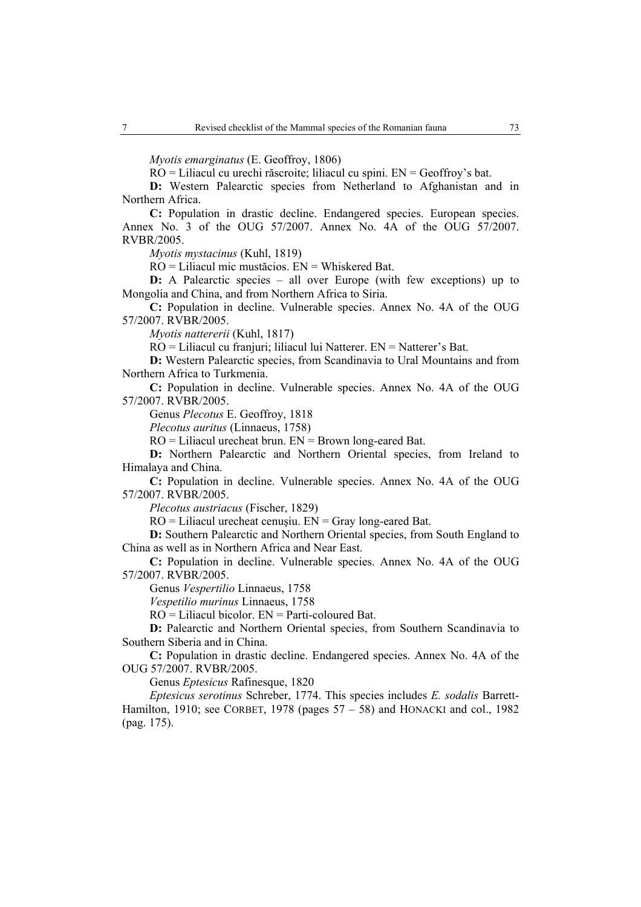*Myotis emarginatus* (E. Geoffroy, 1806)

RO = Liliacul cu urechi răscroite; liliacul cu spini. EN = Geoffroy's bat.

**D:** Western Palearctic species from Netherland to Afghanistan and in Northern Africa.

**C:** Population in drastic decline. Endangered species. European species. Annex No. 3 of the OUG 57/2007. Annex No. 4A of the OUG 57/2007. RVBR/2005.

*Myotis mystacinus* (Kuhl, 1819)

RO = Liliacul mic mustăcios. EN = Whiskered Bat.

**D:** A Palearctic species – all over Europe (with few exceptions) up to Mongolia and China, and from Northern Africa to Siria.

**C:** Population in decline. Vulnerable species. Annex No. 4A of the OUG 57/2007. RVBR/2005.

*Myotis nattererii* (Kuhl, 1817)

RO = Liliacul cu franjuri; liliacul lui Natterer. EN = Natterer's Bat.

**D:** Western Palearctic species, from Scandinavia to Ural Mountains and from Northern Africa to Turkmenia.

**C:** Population in decline. Vulnerable species. Annex No. 4A of the OUG 57/2007. RVBR/2005.

Genus *Plecotus* E. Geoffroy, 1818

*Plecotus auritus* (Linnaeus, 1758)

RO = Liliacul urecheat brun. EN = Brown long-eared Bat.

**D:** Northern Palearctic and Northern Oriental species, from Ireland to Himalaya and China.

**C:** Population in decline. Vulnerable species. Annex No. 4A of the OUG 57/2007. RVBR/2005.

*Plecotus austriacus* (Fischer, 1829)

RO = Liliacul urecheat cenuşiu. EN = Gray long-eared Bat.

**D:** Southern Palearctic and Northern Oriental species, from South England to China as well as in Northern Africa and Near East.

**C:** Population in decline. Vulnerable species. Annex No. 4A of the OUG 57/2007. RVBR/2005.

Genus *Vespertilio* Linnaeus, 1758

*Vespetilio murinus* Linnaeus, 1758

RO = Liliacul bicolor. EN = Parti-coloured Bat.

**D:** Palearctic and Northern Oriental species, from Southern Scandinavia to Southern Siberia and in China.

**C:** Population in drastic decline. Endangered species. Annex No. 4A of the OUG 57/2007. RVBR/2005.

Genus *Eptesicus* Rafinesque, 1820

*Eptesicus serotinus* Schreber, 1774. This species includes *E. sodalis* Barrett-Hamilton, 1910; see CORBET, 1978 (pages 57 – 58) and HONACKI and col., 1982 (pag. 175).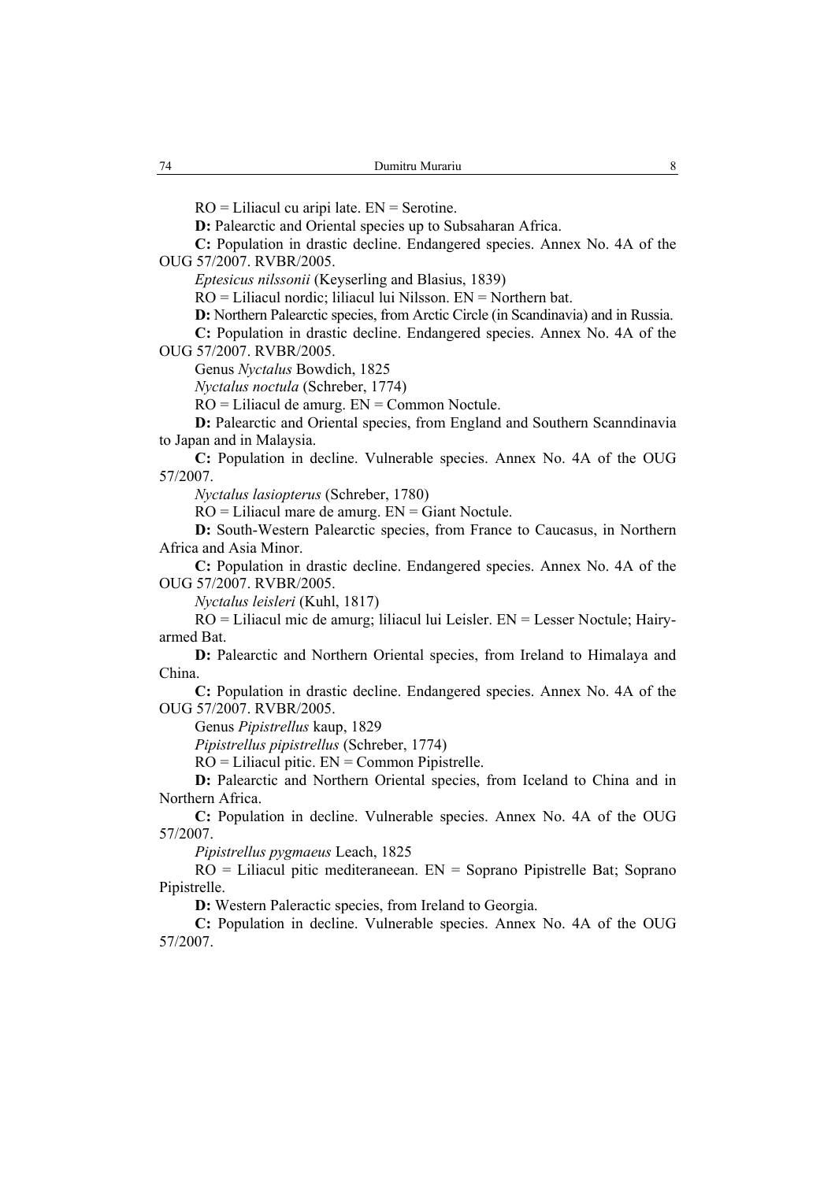RO = Liliacul cu aripi late. EN = Serotine.

**D:** Palearctic and Oriental species up to Subsaharan Africa.

**C:** Population in drastic decline. Endangered species. Annex No. 4A of the OUG 57/2007. RVBR/2005.

*Eptesicus nilssonii* (Keyserling and Blasius, 1839)

RO = Liliacul nordic; liliacul lui Nilsson. EN = Northern bat.

**D:** Northern Palearctic species, from Arctic Circle (in Scandinavia) and in Russia.

**C:** Population in drastic decline. Endangered species. Annex No. 4A of the OUG 57/2007. RVBR/2005.

Genus *Nyctalus* Bowdich, 1825

*Nyctalus noctula* (Schreber, 1774)

RO = Liliacul de amurg. EN = Common Noctule.

**D:** Palearctic and Oriental species, from England and Southern Scanndinavia to Japan and in Malaysia.

**C:** Population in decline. Vulnerable species. Annex No. 4A of the OUG 57/2007.

*Nyctalus lasiopterus* (Schreber, 1780)

RO = Liliacul mare de amurg. EN = Giant Noctule.

**D:** South-Western Palearctic species, from France to Caucasus, in Northern Africa and Asia Minor.

**C:** Population in drastic decline. Endangered species. Annex No. 4A of the OUG 57/2007. RVBR/2005.

*Nyctalus leisleri* (Kuhl, 1817)

RO = Liliacul mic de amurg; liliacul lui Leisler. EN = Lesser Noctule; Hairy-armed Bat.

**D:** Palearctic and Northern Oriental species, from Ireland to Himalaya and China.

**C:** Population in drastic decline. Endangered species. Annex No. 4A of the OUG 57/2007. RVBR/2005.

Genus *Pipistrellus* kaup, 1829

*Pipistrellus pipistrellus* (Schreber, 1774)

RO = Liliacul pitic. EN = Common Pipistrelle.

**D:** Palearctic and Northern Oriental species, from Iceland to China and in Northern Africa.

**C:** Population in decline. Vulnerable species. Annex No. 4A of the OUG 57/2007.

*Pipistrellus pygmaeus* Leach, 1825

RO = Liliacul pitic mediteraneean. EN = Soprano Pipistrelle Bat; Soprano Pipistrelle.

**D:** Western Paleractic species, from Ireland to Georgia.

**C:** Population in decline. Vulnerable species. Annex No. 4A of the OUG 57/2007.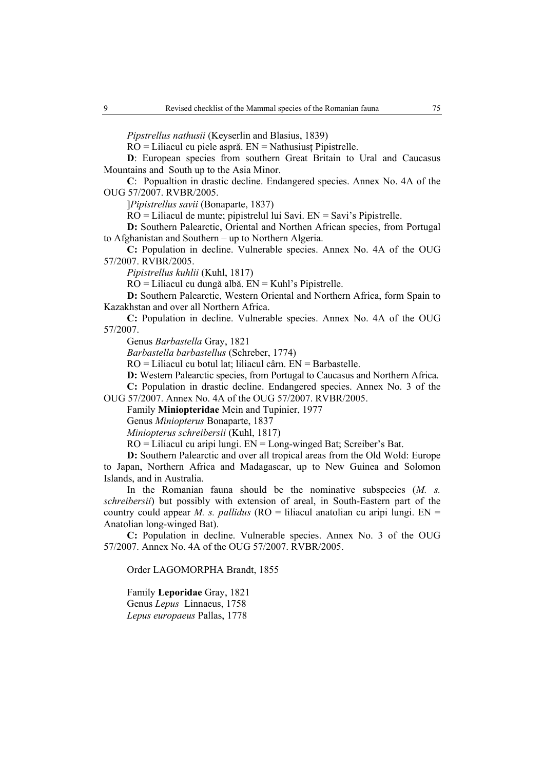*Pipstrellus nathusii* (Keyserlin and Blasius, 1839)

RO = Liliacul cu piele aspră. EN = Nathusiusț Pipistrelle.

**D**: European species from southern Great Britain to Ural and Caucasus Mountains and South up to the Asia Minor.

**C**: Popualtion in drastic decline. Endangered species. Annex No. 4A of the OUG 57/2007. RVBR/2005.

]*Pipistrellus savii* (Bonaparte, 1837)

RO = Liliacul de munte; pipistrelul lui Savi. EN = Savi's Pipistrelle.

**D:** Southern Palearctic, Oriental and Northen African species, from Portugal to Afghanistan and Southern – up to Northern Algeria.

**C:** Population in decline. Vulnerable species. Annex No. 4A of the OUG 57/2007. RVBR/2005.

*Pipistrellus kuhlii* (Kuhl, 1817)

RO = Liliacul cu dungă albă. EN = Kuhl's Pipistrelle.

**D:** Southern Palearctic, Western Oriental and Northern Africa, form Spain to Kazakhstan and over all Northern Africa.

**C:** Population in decline. Vulnerable species. Annex No. 4A of the OUG 57/2007.

Genus *Barbastella* Gray, 1821

*Barbastella barbastellus* (Schreber, 1774)

RO = Liliacul cu botul lat; liliacul cârn. EN = Barbastelle.

**D:** Western Palearctic species, from Portugal to Caucasus and Northern Africa.

**C:** Population in drastic decline. Endangered species. Annex No. 3 of the OUG 57/2007. Annex No. 4A of the OUG 57/2007. RVBR/2005.

Family **Miniopteridae** Mein and Tupinier, 1977

Genus *Miniopterus* Bonaparte, 1837

*Miniopterus schreibersii* (Kuhl, 1817)

RO = Liliacul cu aripi lungi. EN = Long-winged Bat; Screiber's Bat.

**D:** Southern Palearctic and over all tropical areas from the Old Wold: Europe to Japan, Northern Africa and Madagascar, up to New Guinea and Solomon Islands, and in Australia.

In the Romanian fauna should be the nominative subspecies (*M. s. schreibersii*) but possibly with extension of areal, in South-Eastern part of the country could appear *M. s. pallidus* (RO = liliacul anatolian cu aripi lungi. EN = Anatolian long-winged Bat).

**C:** Population in decline. Vulnerable species. Annex No. 3 of the OUG 57/2007. Annex No. 4A of the OUG 57/2007. RVBR/2005.

Order LAGOMORPHA Brandt, 1855

Family **Leporidae** Gray, 1821

Genus *Lepus* Linnaeus, 1758

*Lepus europaeus* Pallas, 1778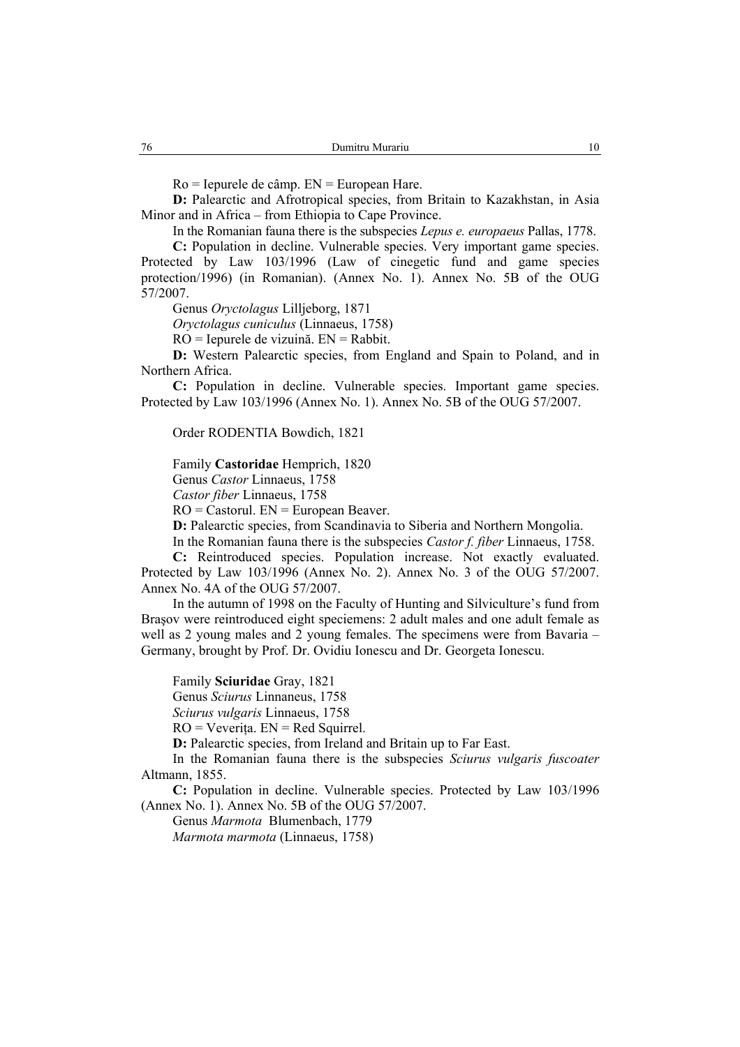Ro = Iepurele de câmp. EN = European Hare.

**D:** Palearctic and Afrotropical species, from Britain to Kazakhstan, in Asia Minor and in Africa – from Ethiopia to Cape Province.

In the Romanian fauna there is the subspecies *Lepus e. europaeus* Pallas, 1778.

**C:** Population in decline. Vulnerable species. Very important game species. Protected by Law 103/1996 (Law of cinegetic fund and game species protection/1996) (in Romanian). (Annex No. 1). Annex No. 5B of the OUG 57/2007.

Genus *Oryctolagus* Lilljeborg, 1871

*Oryctolagus cuniculus* (Linnaeus, 1758)

RO = Iepurele de vizuină. EN = Rabbit.

**D:** Western Palearctic species, from England and Spain to Poland, and in Northern Africa.

**C:** Population in decline. Vulnerable species. Important game species. Protected by Law 103/1996 (Annex No. 1). Annex No. 5B of the OUG 57/2007.

Order RODENTIA Bowdich, 1821

Family **Castoridae** Hemprich, 1820

Genus *Castor* Linnaeus, 1758

*Castor fiber* Linnaeus, 1758

RO = Castorul. EN = European Beaver.

**D:** Palearctic species, from Scandinavia to Siberia and Northern Mongolia.

In the Romanian fauna there is the subspecies *Castor f. fiber* Linnaeus, 1758.

**C:** Reintroduced species. Population increase. Not exactly evaluated. Protected by Law 103/1996 (Annex No. 2). Annex No. 3 of the OUG 57/2007. Annex No. 4A of the OUG 57/2007.

In the autumn of 1998 on the Faculty of Hunting and Silviculture's fund from Braşov were reintroduced eight speciemens: 2 adult males and one adult female as well as 2 young males and 2 young females. The specimens were from Bavaria – Germany, brought by Prof. Dr. Ovidiu Ionescu and Dr. Georgeta Ionescu.

Family **Sciuridae** Gray, 1821

Genus *Sciurus* Linnaneus, 1758

*Sciurus vulgaris* Linnaeus, 1758

RO = Veveriţa. EN = Red Squirrel.

**D:** Palearctic species, from Ireland and Britain up to Far East.

In the Romanian fauna there is the subspecies *Sciurus vulgaris fuscoater* Altmann, 1855.

**C:** Population in decline. Vulnerable species. Protected by Law 103/1996 (Annex No. 1). Annex No. 5B of the OUG 57/2007.

Genus *Marmota* Blumenbach, 1779

*Marmota marmota* (Linnaeus, 1758)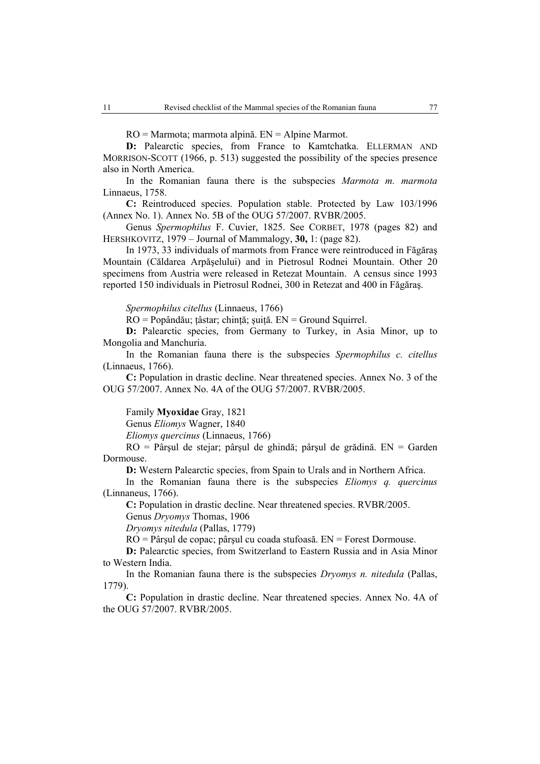RO = Marmota; marmota alpină. EN = Alpine Marmot.

**D:** Palearctic species, from France to Kamtchatka. ELLERMAN AND MORRISON-SCOTT (1966, p. 513) suggested the possibility of the species presence also in North America.

In the Romanian fauna there is the subspecies *Marmota m. marmota* Linnaeus, 1758.

**C:** Reintroduced species. Population stable. Protected by Law 103/1996 (Annex No. 1). Annex No. 5B of the OUG 57/2007. RVBR/2005.

Genus *Spermophilus* F. Cuvier, 1825. See CORBET, 1978 (pages 82) and HERSHKOVITZ, 1979 – Journal of Mammalogy, **30,** 1: (page 82).

In 1973, 33 individuals of marmots from France were reintroduced in Făgăraş Mountain (Căldarea Arpăşelului) and in Pietrosul Rodnei Mountain. Other 20 specimens from Austria were released in Retezat Mountain. A census since 1993 reported 150 individuals in Pietrosul Rodnei, 300 in Retezat and 400 in Făgăraş.

*Spermophilus citellus* (Linnaeus, 1766)

RO = Popândău; ţâstar; chinţă; şuiţă. EN = Ground Squirrel.

**D:** Palearctic species, from Germany to Turkey, in Asia Minor, up to Mongolia and Manchuria.

In the Romanian fauna there is the subspecies *Spermophilus c. citellus* (Linnaeus, 1766).

**C:** Population in drastic decline. Near threatened species. Annex No. 3 of the OUG 57/2007. Annex No. 4A of the OUG 57/2007. RVBR/2005.

Family **Myoxidae** Gray, 1821

Genus *Eliomys* Wagner, 1840

*Eliomys quercinus* (Linnaeus, 1766)

RO = Pârşul de stejar; pârşul de ghindă; pârşul de grădină. EN = Garden Dormouse.

**D:** Western Palearctic species, from Spain to Urals and in Northern Africa.

In the Romanian fauna there is the subspecies *Eliomys q. quercinus* (Linnaneus, 1766).

**C:** Population in drastic decline. Near threatened species. RVBR/2005.

Genus *Dryomys* Thomas, 1906

*Dryomys nitedula* (Pallas, 1779)

RO = Pârşul de copac; pârşul cu coada stufoasă. EN = Forest Dormouse.

**D:** Palearctic species, from Switzerland to Eastern Russia and in Asia Minor to Western India.

In the Romanian fauna there is the subspecies *Dryomys n. nitedula* (Pallas, 1779).

**C:** Population in drastic decline. Near threatened species. Annex No. 4A of the OUG 57/2007. RVBR/2005.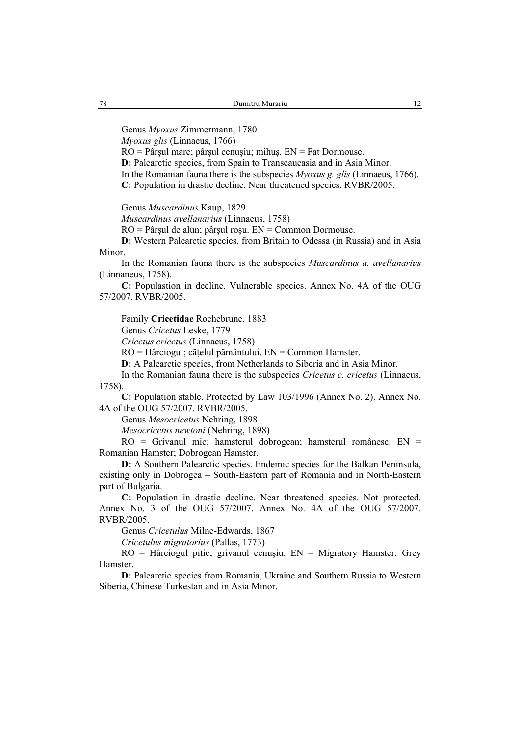Genus *Myoxus* Zimmermann, 1780

*Myoxus glis* (Linnaeus, 1766)

RO = Pârşul mare; pârşul cenuşiu; mihuş. EN = Fat Dormouse.

**D:** Palearctic species, from Spain to Transcaucasia and in Asia Minor.

In the Romanian fauna there is the subspecies *Myoxus g. glis* (Linnaeus, 1766).

**C:** Population in drastic decline. Near threatened species. RVBR/2005.

Genus *Muscardinus* Kaup, 1829

*Muscardinus avellanarius* (Linnaeus, 1758)

RO = Pârşul de alun; pârşul roşu. EN = Common Dormouse.

**D:** Western Palearctic species, from Britain to Odessa (in Russia) and in Asia Minor.

In the Romanian fauna there is the subspecies *Muscardinus a. avellanarius* (Linnaneus, 1758).

**C:** Populastion in decline. Vulnerable species. Annex No. 4A of the OUG 57/2007. RVBR/2005.

Family **Cricetidae** Rochebrune, 1883

Genus *Cricetus* Leske, 1779

*Cricetus cricetus* (Linnaeus, 1758)

RO = Hârciogul; căţelul pământului. EN = Common Hamster.

**D:** A Palearctic species, from Netherlands to Siberia and in Asia Minor.

In the Romanian fauna there is the subspecies *Cricetus c. cricetus* (Linnaeus, 1758).

**C:** Population stable. Protected by Law 103/1996 (Annex No. 2). Annex No. 4A of the OUG 57/2007. RVBR/2005.

Genus *Mesocricetus* Nehring, 1898

*Mesocricetus newtoni* (Nehring, 1898)

RO = Grivanul mic; hamsterul dobrogean; hamsterul românesc. EN = Romanian Hamster; Dobrogean Hamster.

**D:** A Southern Palearctic species. Endemic species for the Balkan Peninsula, existing only in Dobrogea – South-Eastern part of Romania and in North-Eastern part of Bulgaria.

**C:** Population in drastic decline. Near threatened species. Not protected. Annex No. 3 of the OUG 57/2007. Annex No. 4A of the OUG 57/2007. RVBR/2005.

Genus *Cricetulus* Milne-Edwards, 1867

*Cricetulus migratorius* (Pallas, 1773)

RO = Hârciogul pitic; grivanul cenuşiu. EN = Migratory Hamster; Grey Hamster.

**D:** Palearctic species from Romania, Ukraine and Southern Russia to Western Siberia, Chinese Turkestan and in Asia Minor.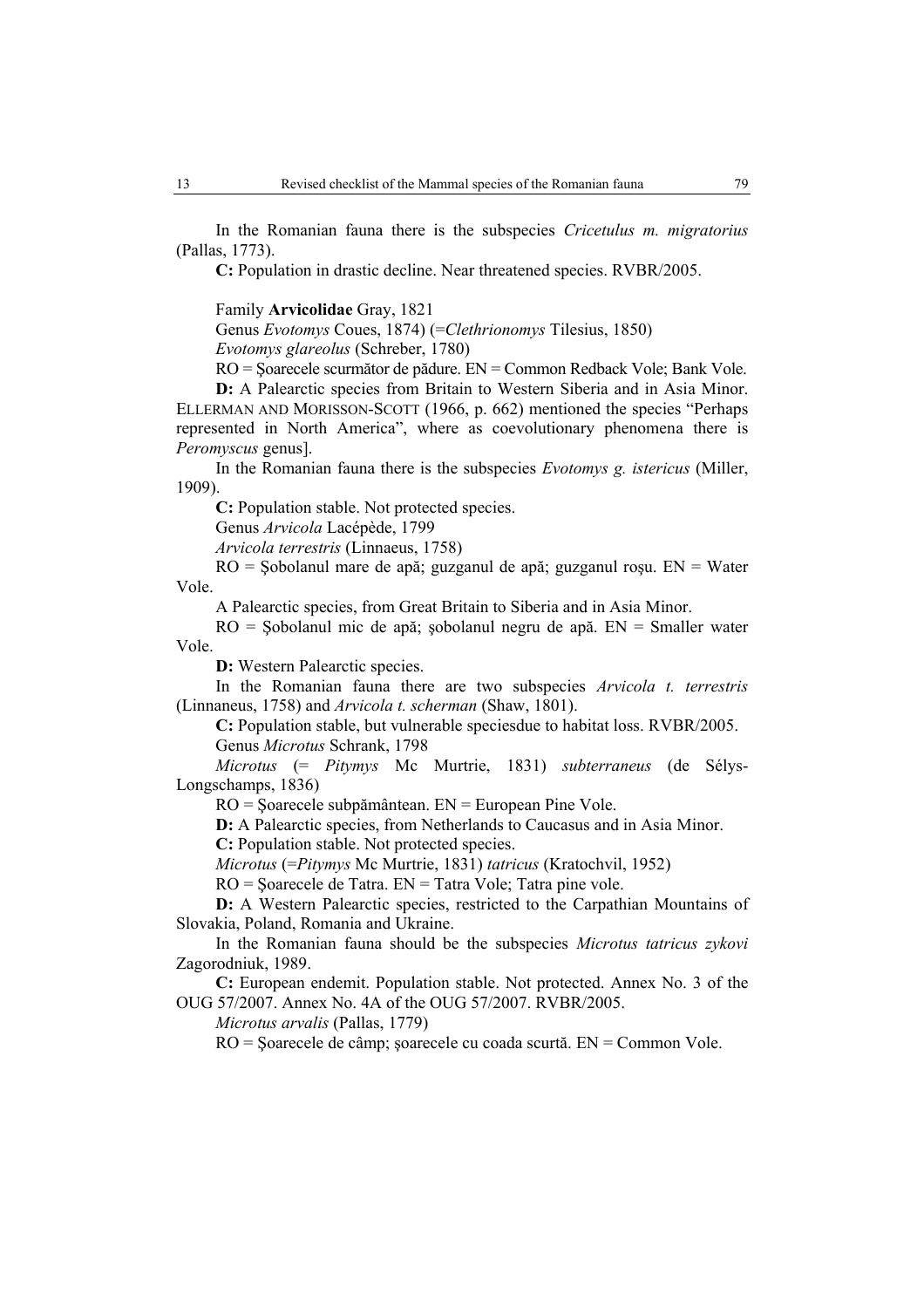In the Romanian fauna there is the subspecies *Cricetulus m. migratorius* (Pallas, 1773).

**C:** Population in drastic decline. Near threatened species. RVBR/2005.

Family **Arvicolidae** Gray, 1821

Genus *Evotomys* Coues, 1874) (=*Clethrionomys* Tilesius, 1850)

*Evotomys glareolus* (Schreber, 1780)

RO = Şoarecele scurmător de pădure. EN = Common Redback Vole; Bank Vole.

**D:** A Palearctic species from Britain to Western Siberia and in Asia Minor. ELLERMAN AND MORISSON-SCOTT (1966, p. 662) mentioned the species "Perhaps represented in North America", where as coevolutionary phenomena there is *Peromyscus* genus].

In the Romanian fauna there is the subspecies *Evotomys g. istericus* (Miller, 1909).

**C:** Population stable. Not protected species.

Genus *Arvicola* Lacépède, 1799

*Arvicola terrestris* (Linnaeus, 1758)

RO = Şobolanul mare de apă; guzganul de apă; guzganul roşu. EN = Water Vole.

A Palearctic species, from Great Britain to Siberia and in Asia Minor.

RO = Şobolanul mic de apă; şobolanul negru de apă. EN = Smaller water Vole.

**D:** Western Palearctic species.

In the Romanian fauna there are two subspecies *Arvicola t. terrestris* (Linnaneus, 1758) and *Arvicola t. scherman* (Shaw, 1801).

**C:** Population stable, but vulnerable speciesdue to habitat loss. RVBR/2005.

Genus *Microtus* Schrank, 1798

*Microtus* (= *Pitymys* Mc Murtrie, 1831) *subterraneus* (de Sélys-Longschamps, 1836)

RO = Şoarecele subpământean. EN = European Pine Vole.

**D:** A Palearctic species, from Netherlands to Caucasus and in Asia Minor.

**C:** Population stable. Not protected species.

*Microtus* (=*Pitymys* Mc Murtrie, 1831) *tatricus* (Kratochvil, 1952)

RO = Şoarecele de Tatra. EN = Tatra Vole; Tatra pine vole.

**D:** A Western Palearctic species, restricted to the Carpathian Mountains of Slovakia, Poland, Romania and Ukraine.

In the Romanian fauna should be the subspecies *Microtus tatricus zykovi* Zagorodniuk, 1989.

**C:** European endemit. Population stable. Not protected. Annex No. 3 of the OUG 57/2007. Annex No. 4A of the OUG 57/2007. RVBR/2005.

*Microtus arvalis* (Pallas, 1779)

RO = Şoarecele de câmp; şoarecele cu coada scurtă. EN = Common Vole.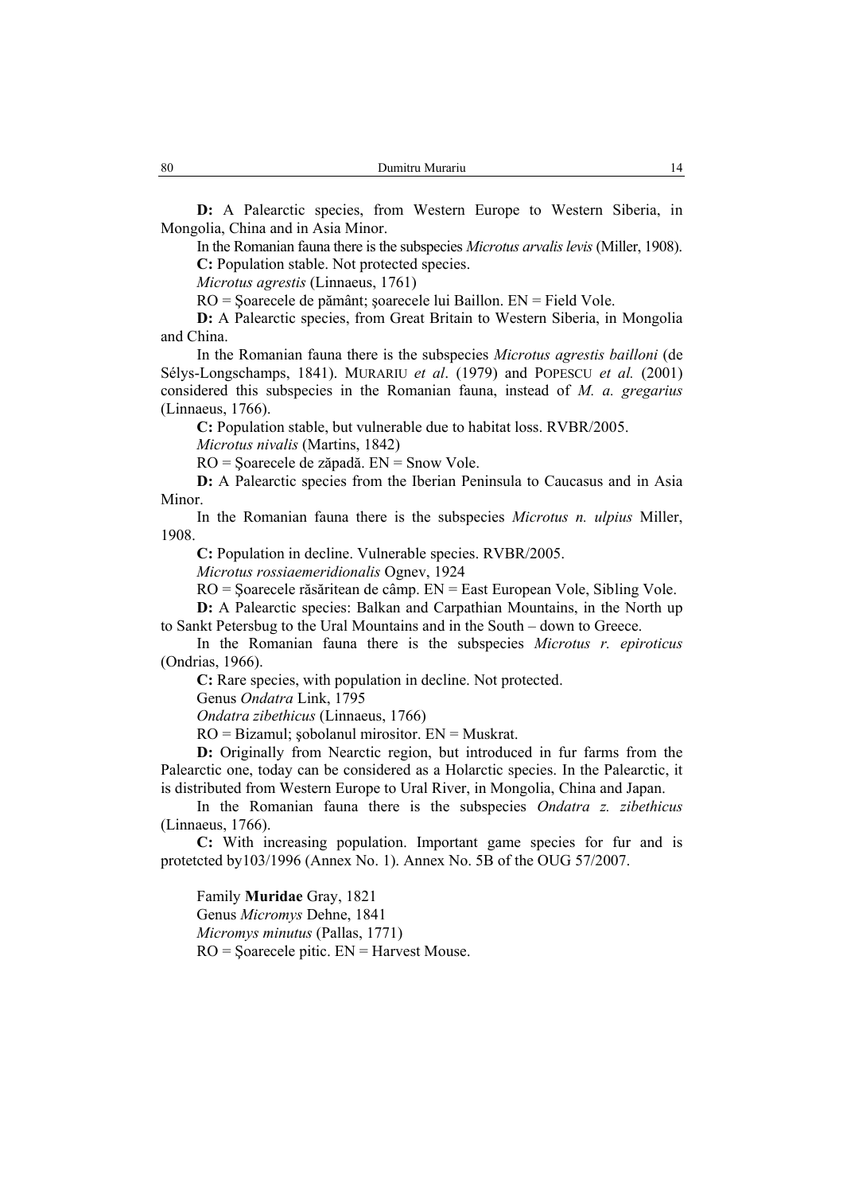**D:** A Palearctic species, from Western Europe to Western Siberia, in Mongolia, China and in Asia Minor.

In the Romanian fauna there is the subspecies *Microtus arvalis levis* (Miller, 1908).

**C:** Population stable. Not protected species.

*Microtus agrestis* (Linnaeus, 1761)

RO = Şoarecele de pământ; şoarecele lui Baillon. EN = Field Vole.

**D:** A Palearctic species, from Great Britain to Western Siberia, in Mongolia and China.

In the Romanian fauna there is the subspecies *Microtus agrestis bailloni* (de Sélys-Longschamps, 1841). MURARIU *et al*. (1979) and POPESCU *et al.* (2001) considered this subspecies in the Romanian fauna, instead of *M. a. gregarius* (Linnaeus, 1766).

**C:** Population stable, but vulnerable due to habitat loss. RVBR/2005.

*Microtus nivalis* (Martins, 1842)

RO = Şoarecele de zăpadă. EN = Snow Vole.

**D:** A Palearctic species from the Iberian Peninsula to Caucasus and in Asia Minor.

In the Romanian fauna there is the subspecies *Microtus n. ulpius* Miller, 1908.

**C:** Population in decline. Vulnerable species. RVBR/2005.

*Microtus rossiaemeridionalis* Ognev, 1924

RO = Şoarecele răsăritean de câmp. EN = East European Vole, Sibling Vole.

**D:** A Palearctic species: Balkan and Carpathian Mountains, in the North up to Sankt Petersbug to the Ural Mountains and in the South – down to Greece.

In the Romanian fauna there is the subspecies *Microtus r. epiroticus* (Ondrias, 1966).

**C:** Rare species, with population in decline. Not protected.

Genus *Ondatra* Link, 1795

*Ondatra zibethicus* (Linnaeus, 1766)

RO = Bizamul; şobolanul mirositor. EN = Muskrat.

**D:** Originally from Nearctic region, but introduced in fur farms from the Palearctic one, today can be considered as a Holarctic species. In the Palearctic, it is distributed from Western Europe to Ural River, in Mongolia, China and Japan.

In the Romanian fauna there is the subspecies *Ondatra z. zibethicus* (Linnaeus, 1766).

**C:** With increasing population. Important game species for fur and is protetcted by103/1996 (Annex No. 1). Annex No. 5B of the OUG 57/2007.

Family **Muridae** Gray, 1821

Genus *Micromys* Dehne, 1841

*Micromys minutus* (Pallas, 1771)

RO = Şoarecele pitic. EN = Harvest Mouse.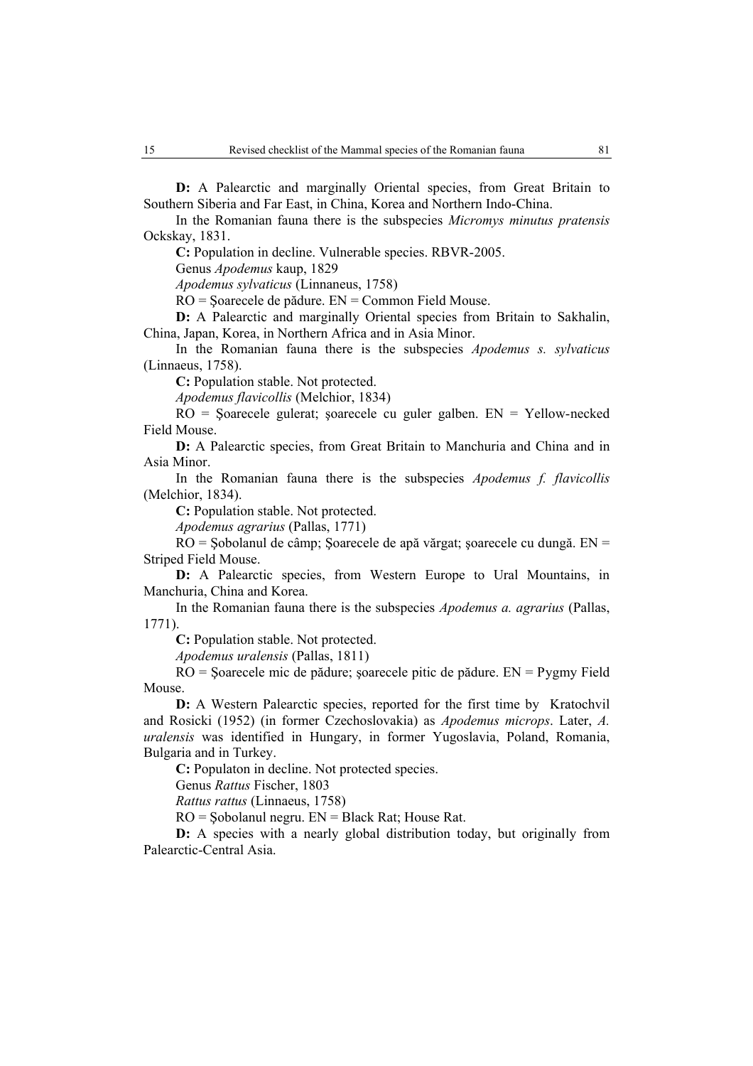**D:** A Palearctic and marginally Oriental species, from Great Britain to Southern Siberia and Far East, in China, Korea and Northern Indo-China.

In the Romanian fauna there is the subspecies *Micromys minutus pratensis* Ockskay, 1831.

**C:** Population in decline. Vulnerable species. RBVR-2005.

Genus *Apodemus* kaup, 1829

*Apodemus sylvaticus* (Linnaneus, 1758)

RO = Şoarecele de pădure. EN = Common Field Mouse.

**D:** A Palearctic and marginally Oriental species from Britain to Sakhalin, China, Japan, Korea, in Northern Africa and in Asia Minor.

In the Romanian fauna there is the subspecies *Apodemus s. sylvaticus* (Linnaeus, 1758).

**C:** Population stable. Not protected.

*Apodemus flavicollis* (Melchior, 1834)

RO = Şoarecele gulerat; şoarecele cu guler galben. EN = Yellow-necked Field Mouse.

**D:** A Palearctic species, from Great Britain to Manchuria and China and in Asia Minor.

In the Romanian fauna there is the subspecies *Apodemus f. flavicollis* (Melchior, 1834).

**C:** Population stable. Not protected.

*Apodemus agrarius* (Pallas, 1771)

RO = Şobolanul de câmp; Şoarecele de apă vărgat; şoarecele cu dungă. EN = Striped Field Mouse.

**D:** A Palearctic species, from Western Europe to Ural Mountains, in Manchuria, China and Korea.

In the Romanian fauna there is the subspecies *Apodemus a. agrarius* (Pallas, 1771).

**C:** Population stable. Not protected.

*Apodemus uralensis* (Pallas, 1811)

RO = Şoarecele mic de pădure; şoarecele pitic de pădure. EN = Pygmy Field Mouse.

**D:** A Western Palearctic species, reported for the first time by Kratochvil and Rosicki (1952) (in former Czechoslovakia) as *Apodemus microps*. Later, *A. uralensis* was identified in Hungary, in former Yugoslavia, Poland, Romania, Bulgaria and in Turkey.

**C:** Populaton in decline. Not protected species.

Genus *Rattus* Fischer, 1803

*Rattus rattus* (Linnaeus, 1758)

RO = Şobolanul negru. EN = Black Rat; House Rat.

**D:** A species with a nearly global distribution today, but originally from Palearctic-Central Asia.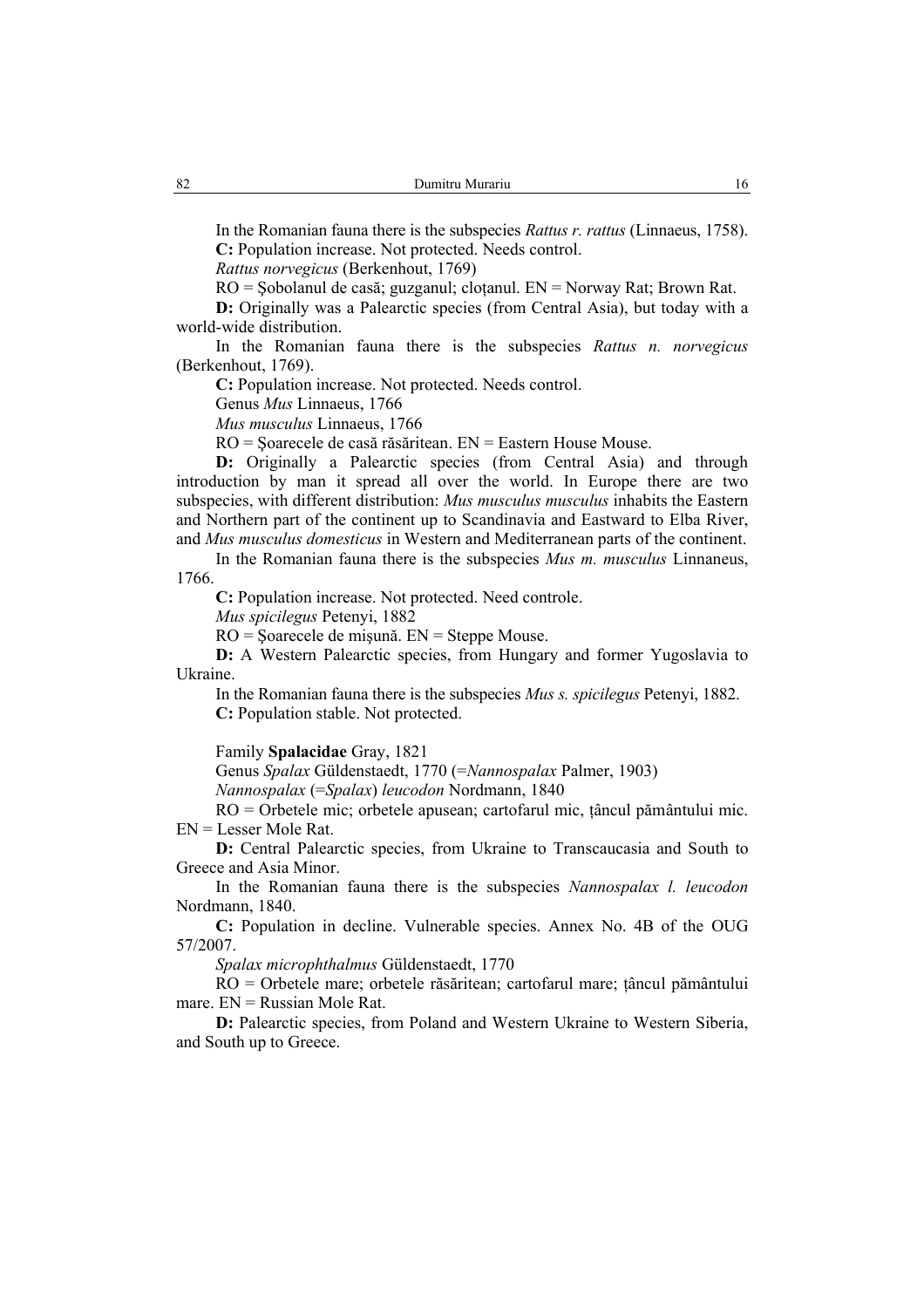In the Romanian fauna there is the subspecies *Rattus r. rattus* (Linnaeus, 1758).

**C:** Population increase. Not protected. Needs control.

*Rattus norvegicus* (Berkenhout, 1769)

RO = Șobolanul de casă; guzganul; cloțanul. EN = Norway Rat; Brown Rat.

**D:** Originally was a Palearctic species (from Central Asia), but today with a world-wide distribution.

In the Romanian fauna there is the subspecies *Rattus n. norvegicus* (Berkenhout, 1769).

**C:** Population increase. Not protected. Needs control.

Genus *Mus* Linnaeus, 1766

*Mus musculus* Linnaeus, 1766

RO = Șoarecele de casă răsăritean. EN = Eastern House Mouse.

**D:** Originally a Palearctic species (from Central Asia) and through introduction by man it spread all over the world. In Europe there are two subspecies, with different distribution: *Mus musculus musculus* inhabits the Eastern and Northern part of the continent up to Scandinavia and Eastward to Elba River, and *Mus musculus domesticus* in Western and Mediterranean parts of the continent.

In the Romanian fauna there is the subspecies *Mus m. musculus* Linnaneus, 1766.

**C:** Population increase. Not protected. Need controle.

*Mus spicilegus* Petenyi, 1882

RO = Șoarecele de mișună. EN = Steppe Mouse.

**D:** A Western Palearctic species, from Hungary and former Yugoslavia to Ukraine.

In the Romanian fauna there is the subspecies *Mus s. spicilegus* Petenyi, 1882.

**C:** Population stable. Not protected.

Family **Spalacidae** Gray, 1821

Genus *Spalax* Güldenstaedt, 1770 (=*Nannospalax* Palmer, 1903)

*Nannospalax* (=*Spalax*) *leucodon* Nordmann, 1840

RO = Orbetele mic; orbetele apusean; cartofarul mic, țâncul pământului mic. EN = Lesser Mole Rat.

**D:** Central Palearctic species, from Ukraine to Transcaucasia and South to Greece and Asia Minor.

In the Romanian fauna there is the subspecies *Nannospalax l. leucodon* Nordmann, 1840.

**C:** Population in decline. Vulnerable species. Annex No. 4B of the OUG 57/2007.

*Spalax microphthalmus* Güldenstaedt, 1770

RO = Orbetele mare; orbetele răsăritean; cartofarul mare; țâncul pământului mare. EN = Russian Mole Rat.

**D:** Palearctic species, from Poland and Western Ukraine to Western Siberia, and South up to Greece.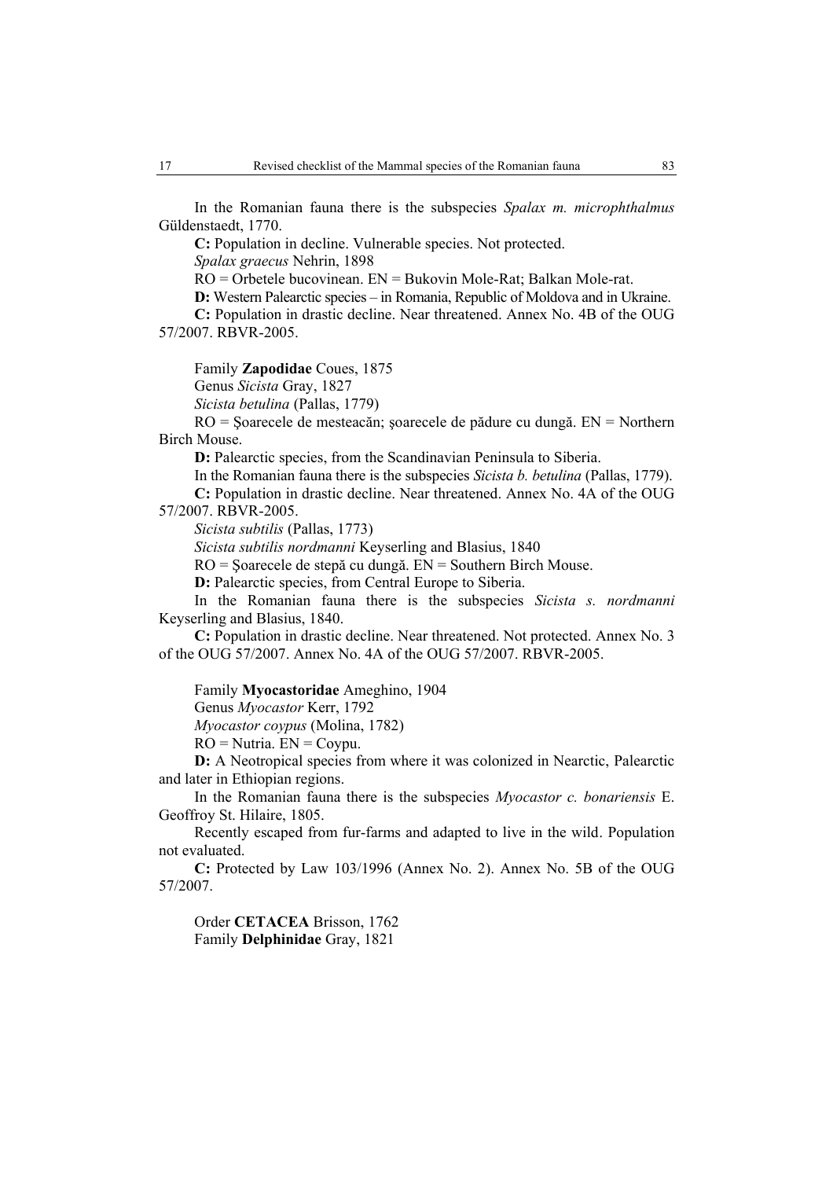In the Romanian fauna there is the subspecies *Spalax m. microphthalmus* Güldenstaedt, 1770.

**C:** Population in decline. Vulnerable species. Not protected.

*Spalax graecus* Nehrin, 1898

RO = Orbetele bucovinean. EN = Bukovin Mole-Rat; Balkan Mole-rat.

**D:** Western Palearctic species – in Romania, Republic of Moldova and in Ukraine.

**C:** Population in drastic decline. Near threatened. Annex No. 4B of the OUG 57/2007. RBVR-2005.

Family **Zapodidae** Coues, 1875

Genus *Sicista* Gray, 1827

*Sicista betulina* (Pallas, 1779)

RO = Şoarecele de mesteacăn; şoarecele de pădure cu dungă. EN = Northern Birch Mouse.

**D:** Palearctic species, from the Scandinavian Peninsula to Siberia.

In the Romanian fauna there is the subspecies *Sicista b. betulina* (Pallas, 1779).

**C:** Population in drastic decline. Near threatened. Annex No. 4A of the OUG 57/2007. RBVR-2005.

*Sicista subtilis* (Pallas, 1773)

*Sicista subtilis nordmanni* Keyserling and Blasius, 1840

RO = Şoarecele de stepă cu dungă. EN = Southern Birch Mouse.

**D:** Palearctic species, from Central Europe to Siberia.

In the Romanian fauna there is the subspecies *Sicista s. nordmanni* Keyserling and Blasius, 1840.

**C:** Population in drastic decline. Near threatened. Not protected. Annex No. 3 of the OUG 57/2007. Annex No. 4A of the OUG 57/2007. RBVR-2005.

Family **Myocastoridae** Ameghino, 1904

Genus *Myocastor* Kerr, 1792

*Myocastor coypus* (Molina, 1782)

RO = Nutria. EN = Coypu.

**D:** A Neotropical species from where it was colonized in Nearctic, Palearctic and later in Ethiopian regions.

In the Romanian fauna there is the subspecies *Myocastor c. bonariensis* E. Geoffroy St. Hilaire, 1805.

Recently escaped from fur-farms and adapted to live in the wild. Population not evaluated.

**C:** Protected by Law 103/1996 (Annex No. 2). Annex No. 5B of the OUG 57/2007.

Order **CETACEA** Brisson, 1762

Family **Delphinidae** Gray, 1821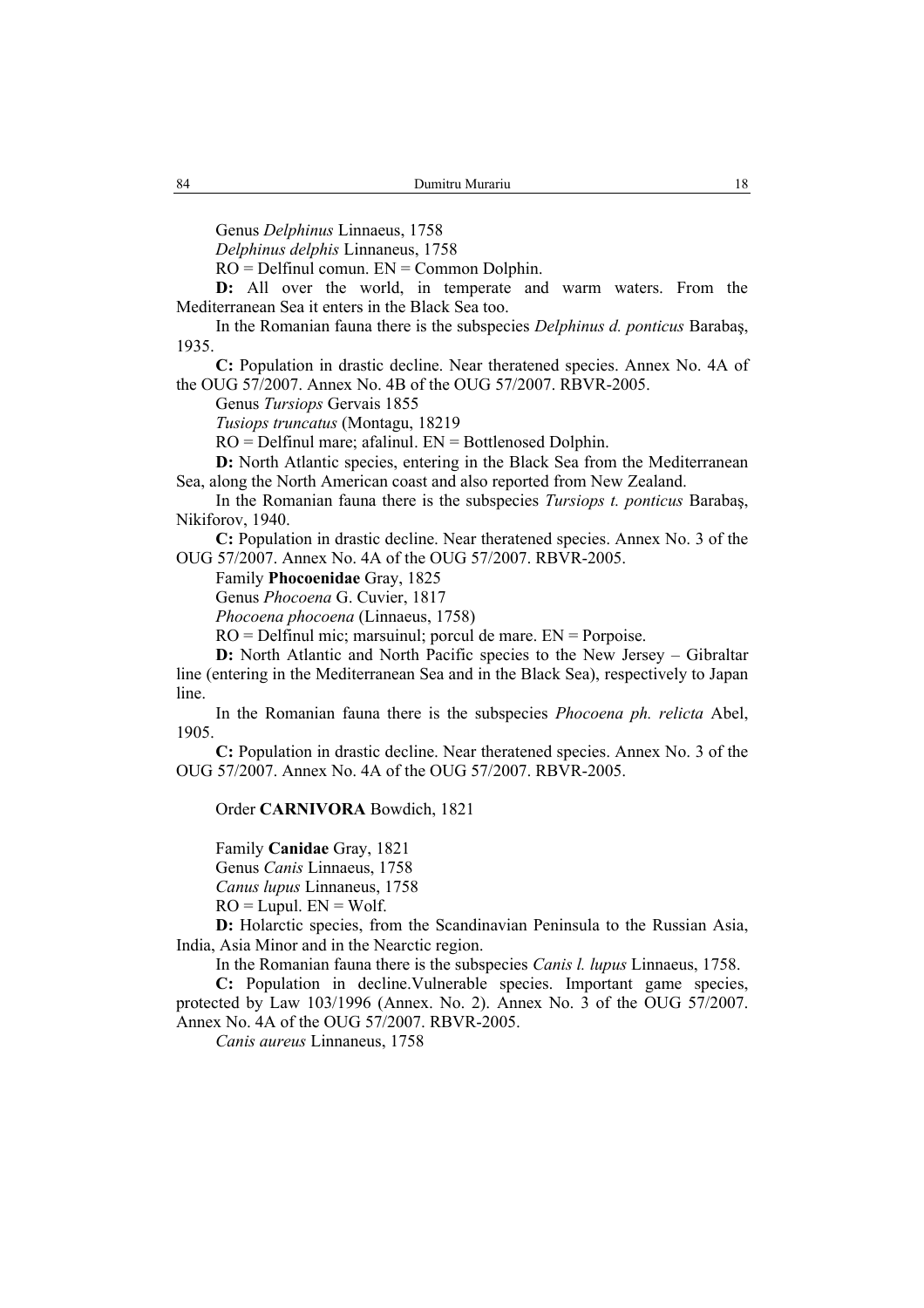Genus *Delphinus* Linnaeus, 1758

*Delphinus delphis* Linnaneus, 1758

RO = Delfinul comun. EN = Common Dolphin.

**D:** All over the world, in temperate and warm waters. From the Mediterranean Sea it enters in the Black Sea too.

In the Romanian fauna there is the subspecies *Delphinus d. ponticus* Barabaş, 1935.

**C:** Population in drastic decline. Near theratened species. Annex No. 4A of the OUG 57/2007. Annex No. 4B of the OUG 57/2007. RBVR-2005.

Genus *Tursiops* Gervais 1855

*Tusiops truncatus* (Montagu, 18219

RO = Delfinul mare; afalinul. EN = Bottlenosed Dolphin.

**D:** North Atlantic species, entering in the Black Sea from the Mediterranean Sea, along the North American coast and also reported from New Zealand.

In the Romanian fauna there is the subspecies *Tursiops t. ponticus* Barabaş, Nikiforov, 1940.

**C:** Population in drastic decline. Near theratened species. Annex No. 3 of the OUG 57/2007. Annex No. 4A of the OUG 57/2007. RBVR-2005.

Family **Phocoenidae** Gray, 1825

Genus *Phocoena* G. Cuvier, 1817

*Phocoena phocoena* (Linnaeus, 1758)

RO = Delfinul mic; marsuinul; porcul de mare. EN = Porpoise.

**D:** North Atlantic and North Pacific species to the New Jersey – Gibraltar line (entering in the Mediterranean Sea and in the Black Sea), respectively to Japan line.

In the Romanian fauna there is the subspecies *Phocoena ph. relicta* Abel, 1905.

**C:** Population in drastic decline. Near theratened species. Annex No. 3 of the OUG 57/2007. Annex No. 4A of the OUG 57/2007. RBVR-2005.

Order **CARNIVORA** Bowdich, 1821

Family **Canidae** Gray, 1821

Genus *Canis* Linnaeus, 1758

*Canus lupus* Linnaneus, 1758

RO = Lupul. EN = Wolf.

**D:** Holarctic species, from the Scandinavian Peninsula to the Russian Asia, India, Asia Minor and in the Nearctic region.

In the Romanian fauna there is the subspecies *Canis l. lupus* Linnaeus, 1758.

**C:** Population in decline.Vulnerable species. Important game species, protected by Law 103/1996 (Annex. No. 2). Annex No. 3 of the OUG 57/2007. Annex No. 4A of the OUG 57/2007. RBVR-2005.

*Canis aureus* Linnaneus, 1758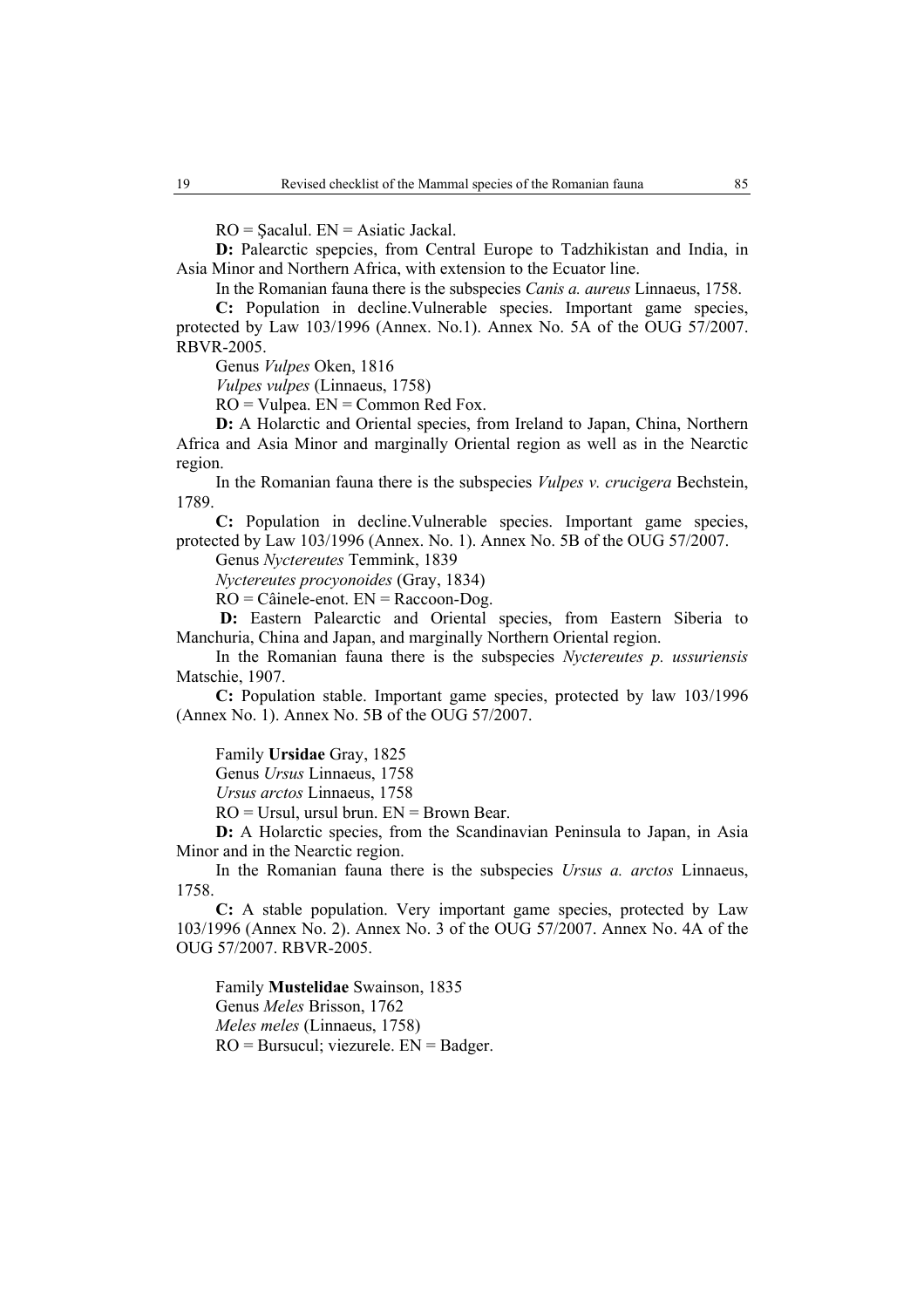RO = Şacalul. EN = Asiatic Jackal.

**D:** Palearctic sepcies, from Central Europe to Tadzhikistan and India, in Asia Minor and Northern Africa, with extension to the Ecuator line.

In the Romanian fauna there is the subspecies *Canis a. aureus* Linnaeus, 1758.

**C:** Population in decline.Vulnerable species. Important game species, protected by Law 103/1996 (Annex. No.1). Annex No. 5A of the OUG 57/2007. RBVR-2005.

Genus *Vulpes* Oken, 1816

*Vulpes vulpes* (Linnaeus, 1758)

RO = Vulpea. EN = Common Red Fox.

**D:** A Holarctic and Oriental species, from Ireland to Japan, China, Northern Africa and Asia Minor and marginally Oriental region as well as in the Nearctic region.

In the Romanian fauna there is the subspecies *Vulpes v. crucigera* Bechstein, 1789.

**C:** Population in decline.Vulnerable species. Important game species, protected by Law 103/1996 (Annex. No. 1). Annex No. 5B of the OUG 57/2007.

Genus *Nyctereutes* Temmink, 1839

*Nyctereutes procyonoides* (Gray, 1834)

RO = Câinele-enot. EN = Raccoon-Dog.

**D:** Eastern Palearctic and Oriental species, from Eastern Siberia to Manchuria, China and Japan, and marginally Northern Oriental region.

In the Romanian fauna there is the subspecies *Nyctereutes p. ussuriensis* Matschie, 1907.

**C:** Population stable. Important game species, protected by law 103/1996 (Annex No. 1). Annex No. 5B of the OUG 57/2007.

Family **Ursidae** Gray, 1825

Genus *Ursus* Linnaeus, 1758

*Ursus arctos* Linnaeus, 1758

RO = Ursul, ursul brun. EN = Brown Bear.

**D:** A Holarctic species, from the Scandinavian Peninsula to Japan, in Asia Minor and in the Nearctic region.

In the Romanian fauna there is the subspecies *Ursus a. arctos* Linnaeus, 1758.

**C:** A stable population. Very important game species, protected by Law 103/1996 (Annex No. 2). Annex No. 3 of the OUG 57/2007. Annex No. 4A of the OUG 57/2007. RBVR-2005.

Family **Mustelidae** Swainson, 1835

Genus *Meles* Brisson, 1762

*Meles meles* (Linnaeus, 1758)

RO = Bursucul; viezurele. EN = Badger.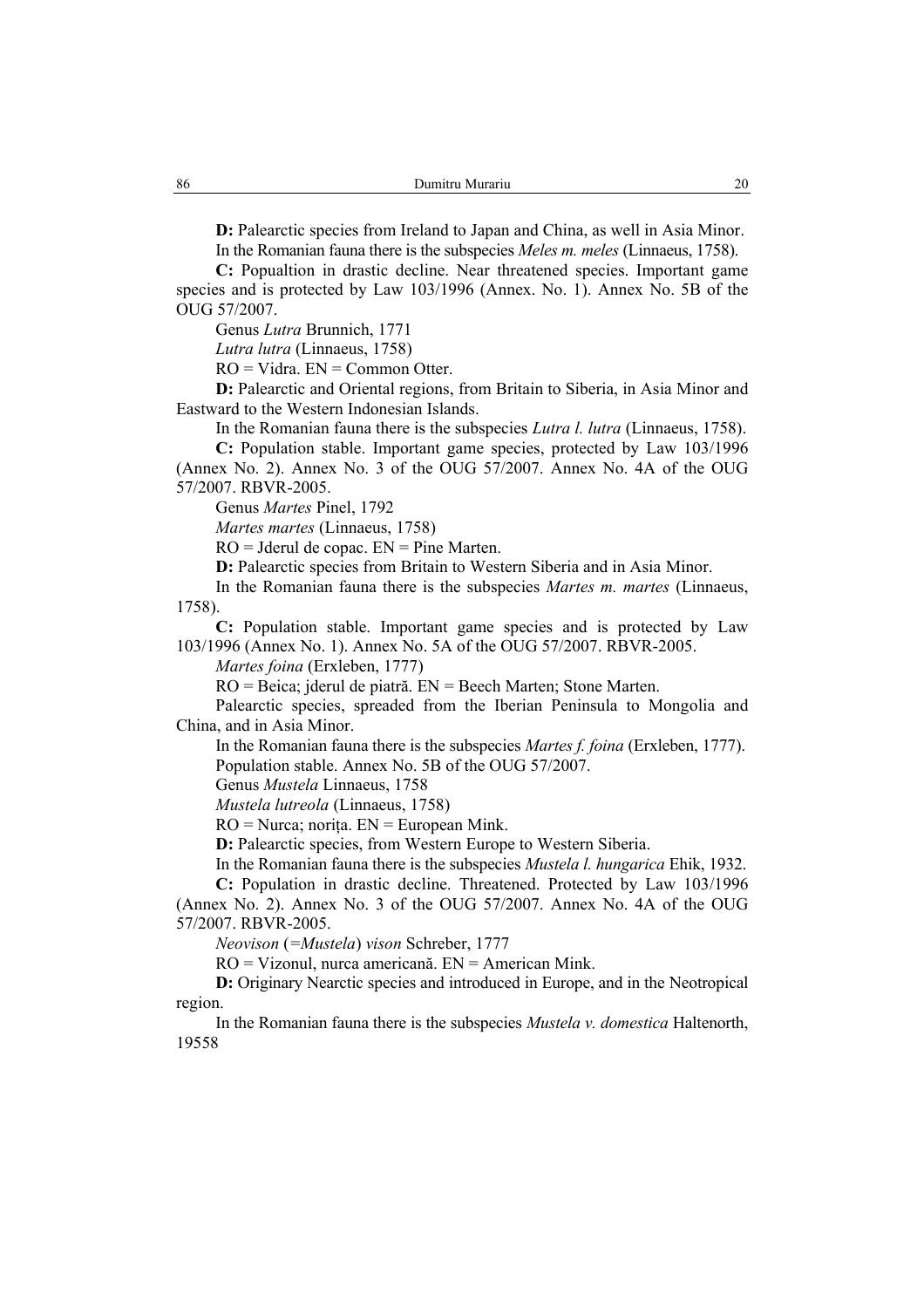**D:** Palearctic species from Ireland to Japan and China, as well in Asia Minor.

In the Romanian fauna there is the subspecies *Meles m. meles* (Linnaeus, 1758).

**C:** Popualtion in drastic decline. Near threatened species. Important game species and is protected by Law 103/1996 (Annex. No. 1). Annex No. 5B of the OUG 57/2007.

Genus *Lutra* Brunnich, 1771

*Lutra lutra* (Linnaeus, 1758)

RO = Vidra. EN = Common Otter.

**D:** Palearctic and Oriental regions, from Britain to Siberia, in Asia Minor and Eastward to the Western Indonesian Islands.

In the Romanian fauna there is the subspecies *Lutra l. lutra* (Linnaeus, 1758).

**C:** Population stable. Important game species, protected by Law 103/1996 (Annex No. 2). Annex No. 3 of the OUG 57/2007. Annex No. 4A of the OUG 57/2007. RBVR-2005.

Genus *Martes* Pinel, 1792

*Martes martes* (Linnaeus, 1758)

RO = Jderul de copac. EN = Pine Marten.

**D:** Palearctic species from Britain to Western Siberia and in Asia Minor.

In the Romanian fauna there is the subspecies *Martes m. martes* (Linnaeus, 1758).

**C:** Population stable. Important game species and is protected by Law 103/1996 (Annex No. 1). Annex No. 5A of the OUG 57/2007. RBVR-2005.

*Martes foina* (Erxleben, 1777)

RO = Beica; jderul de piatră. EN = Beech Marten; Stone Marten.

Palearctic species, spreaded from the Iberian Peninsula to Mongolia and China, and in Asia Minor.

In the Romanian fauna there is the subspecies *Martes f. foina* (Erxleben, 1777).

Population stable. Annex No. 5B of the OUG 57/2007.

Genus *Mustela* Linnaeus, 1758

*Mustela lutreola* (Linnaeus, 1758)

RO = Nurca; norița. EN = European Mink.

**D:** Palearctic species, from Western Europe to Western Siberia.

In the Romanian fauna there is the subspecies *Mustela l. hungarica* Ehik, 1932.

**C:** Population in drastic decline. Threatened. Protected by Law 103/1996 (Annex No. 2). Annex No. 3 of the OUG 57/2007. Annex No. 4A of the OUG 57/2007. RBVR-2005.

*Neovison* (=*Mustela*) *vison* Schreber, 1777

RO = Vizonul, nurca americană. EN = American Mink.

**D:** Originary Nearctic species and introduced in Europe, and in the Neotropical region.

In the Romanian fauna there is the subspecies *Mustela v. domestica* Haltenorth, 19558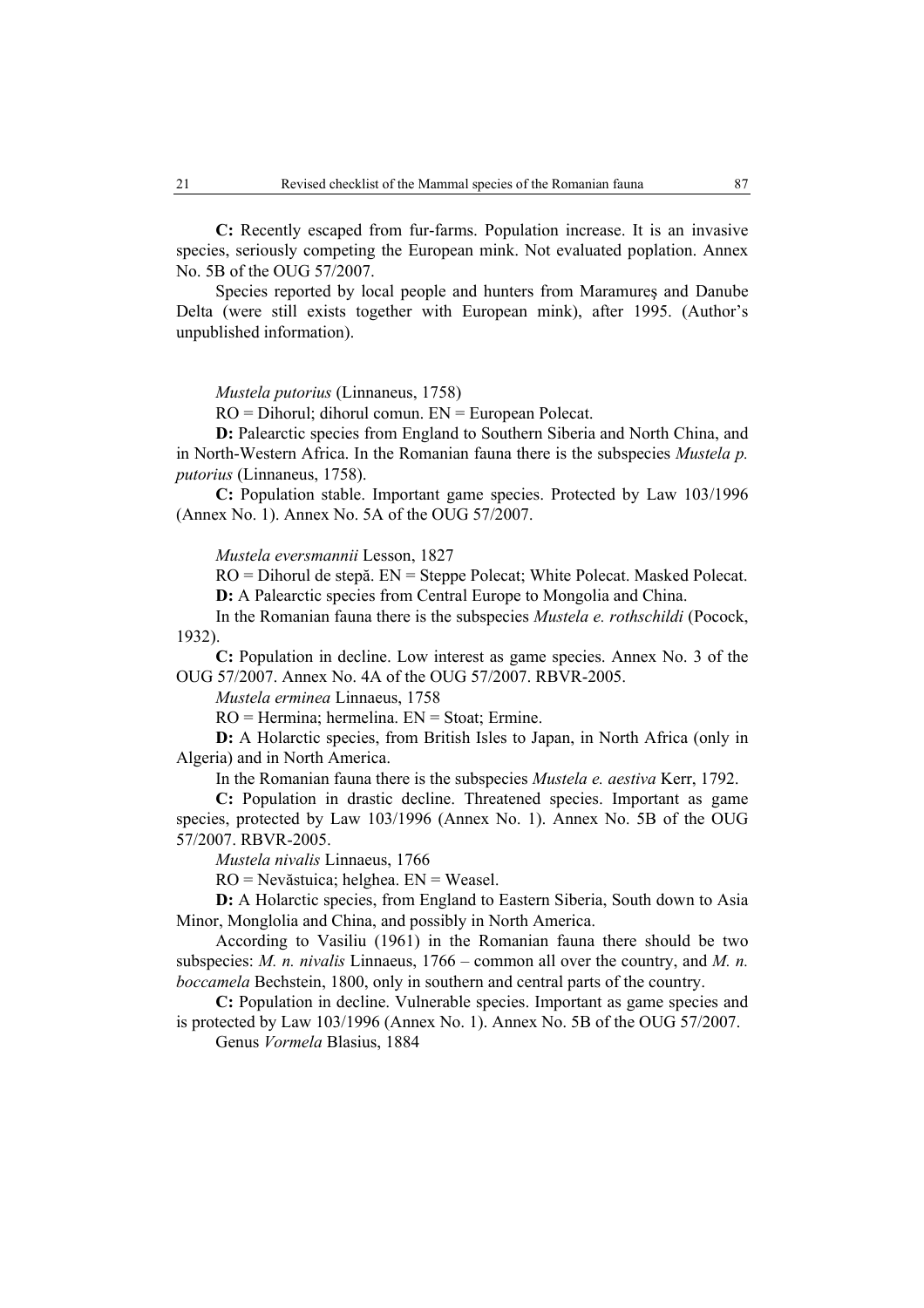**C:** Recently escaped from fur-farms. Population increase. It is an invasive species, seriously competing the European mink. Not evaluated poplation. Annex No. 5B of the OUG 57/2007.

Species reported by local people and hunters from Maramureş and Danube Delta (were still exists together with European mink), after 1995. (Author's unpublished information).

*Mustela putorius* (Linnaneus, 1758)

RO = Dihorul; dihorul comun. EN = European Polecat.

**D:** Palearctic species from England to Southern Siberia and North China, and in North-Western Africa. In the Romanian fauna there is the subspecies *Mustela p. putorius* (Linnaneus, 1758).

**C:** Population stable. Important game species. Protected by Law 103/1996 (Annex No. 1). Annex No. 5A of the OUG 57/2007.

*Mustela eversmannii* Lesson, 1827

RO = Dihorul de stepă. EN = Steppe Polecat; White Polecat. Masked Polecat.

**D:** A Palearctic species from Central Europe to Mongolia and China.

In the Romanian fauna there is the subspecies *Mustela e. rothschildi* (Pocock, 1932).

**C:** Population in decline. Low interest as game species. Annex No. 3 of the OUG 57/2007. Annex No. 4A of the OUG 57/2007. RBVR-2005.

*Mustela erminea* Linnaeus, 1758

RO = Hermina; hermelina. EN = Stoat; Ermine.

**D:** A Holarctic species, from British Isles to Japan, in North Africa (only in Algeria) and in North America.

In the Romanian fauna there is the subspecies *Mustela e. aestiva* Kerr, 1792.

**C:** Population in drastic decline. Threatened species. Important as game species, protected by Law 103/1996 (Annex No. 1). Annex No. 5B of the OUG 57/2007. RBVR-2005.

*Mustela nivalis* Linnaeus, 1766

RO = Nevăstuica; helghea. EN = Weasel.

**D:** A Holarctic species, from England to Eastern Siberia, South down to Asia Minor, Monglolia and China, and possibly in North America.

According to Vasiliu (1961) in the Romanian fauna there should be two subspecies: *M. n. nivalis* Linnaeus, 1766 – common all over the country, and *M. n. boccamela* Bechstein, 1800, only in southern and central parts of the country.

**C:** Population in decline. Vulnerable species. Important as game species and is protected by Law 103/1996 (Annex No. 1). Annex No. 5B of the OUG 57/2007.

Genus *Vormela* Blasius, 1884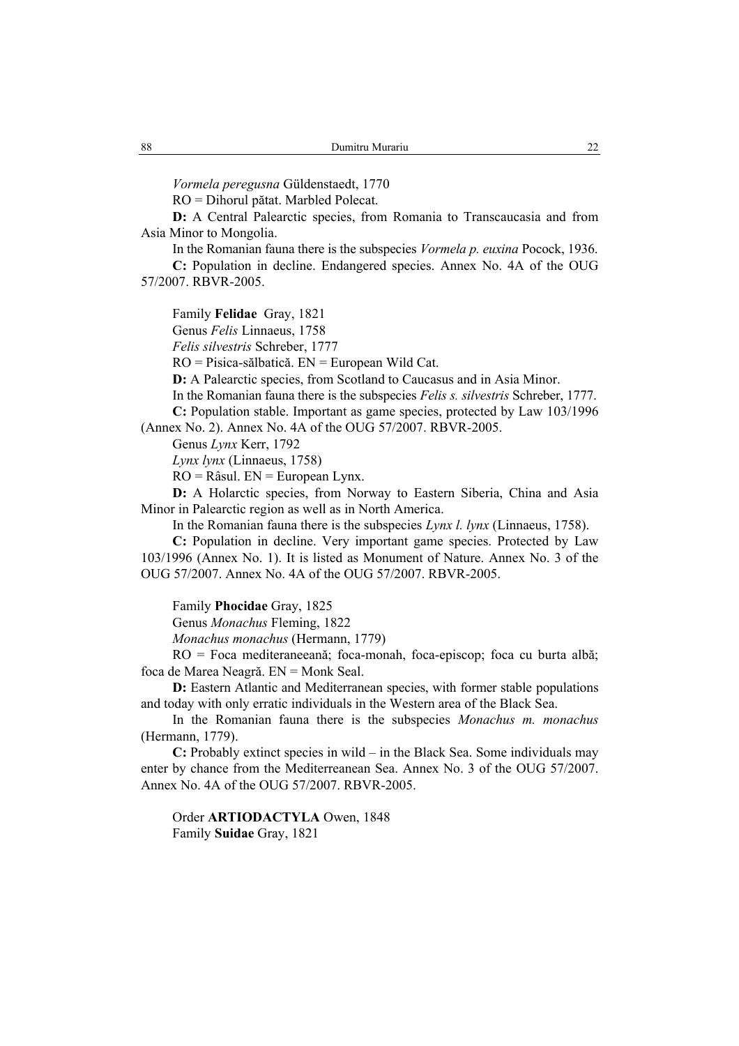*Vormela peregusna* Güldenstaedt, 1770

RO = Dihorul pătat. Marbled Polecat.

**D:** A Central Palearctic species, from Romania to Transcaucasia and from Asia Minor to Mongolia.

In the Romanian fauna there is the subspecies *Vormela p. euxina* Pocock, 1936.

**C:** Population in decline. Endangered species. Annex No. 4A of the OUG 57/2007. RBVR-2005.

Family **Felidae** Gray, 1821

Genus *Felis* Linnaeus, 1758

*Felis silvestris* Schreber, 1777

RO = Pisica-sălbatică. EN = European Wild Cat.

**D:** A Palearctic species, from Scotland to Caucasus and in Asia Minor.

In the Romanian fauna there is the subspecies *Felis s. silvestris* Schreber, 1777.

**C:** Population stable. Important as game species, protected by Law 103/1996 (Annex No. 2). Annex No. 4A of the OUG 57/2007. RBVR-2005.

Genus *Lynx* Kerr, 1792

*Lynx lynx* (Linnaeus, 1758)

RO = Râsul. EN = European Lynx.

**D:** A Holarctic species, from Norway to Eastern Siberia, China and Asia Minor in Palearctic region as well as in North America.

In the Romanian fauna there is the subspecies *Lynx l. lynx* (Linnaeus, 1758).

**C:** Population in decline. Very important game species. Protected by Law 103/1996 (Annex No. 1). It is listed as Monument of Nature. Annex No. 3 of the OUG 57/2007. Annex No. 4A of the OUG 57/2007. RBVR-2005.

Family **Phocidae** Gray, 1825

Genus *Monachus* Fleming, 1822

*Monachus monachus* (Hermann, 1779)

RO = Foca mediteraneeană; foca-monah, foca-episcop; foca cu burta albă; foca de Marea Neagră. EN = Monk Seal.

**D:** Eastern Atlantic and Mediterranean species, with former stable populations and today with only erratic individuals in the Western area of the Black Sea.

In the Romanian fauna there is the subspecies *Monachus m. monachus* (Hermann, 1779).

**C:** Probably extinct species in wild – in the Black Sea. Some individuals may enter by chance from the Mediterreanean Sea. Annex No. 3 of the OUG 57/2007. Annex No. 4A of the OUG 57/2007. RBVR-2005.

Order **ARTIODACTYLA** Owen, 1848

Family **Suidae** Gray, 1821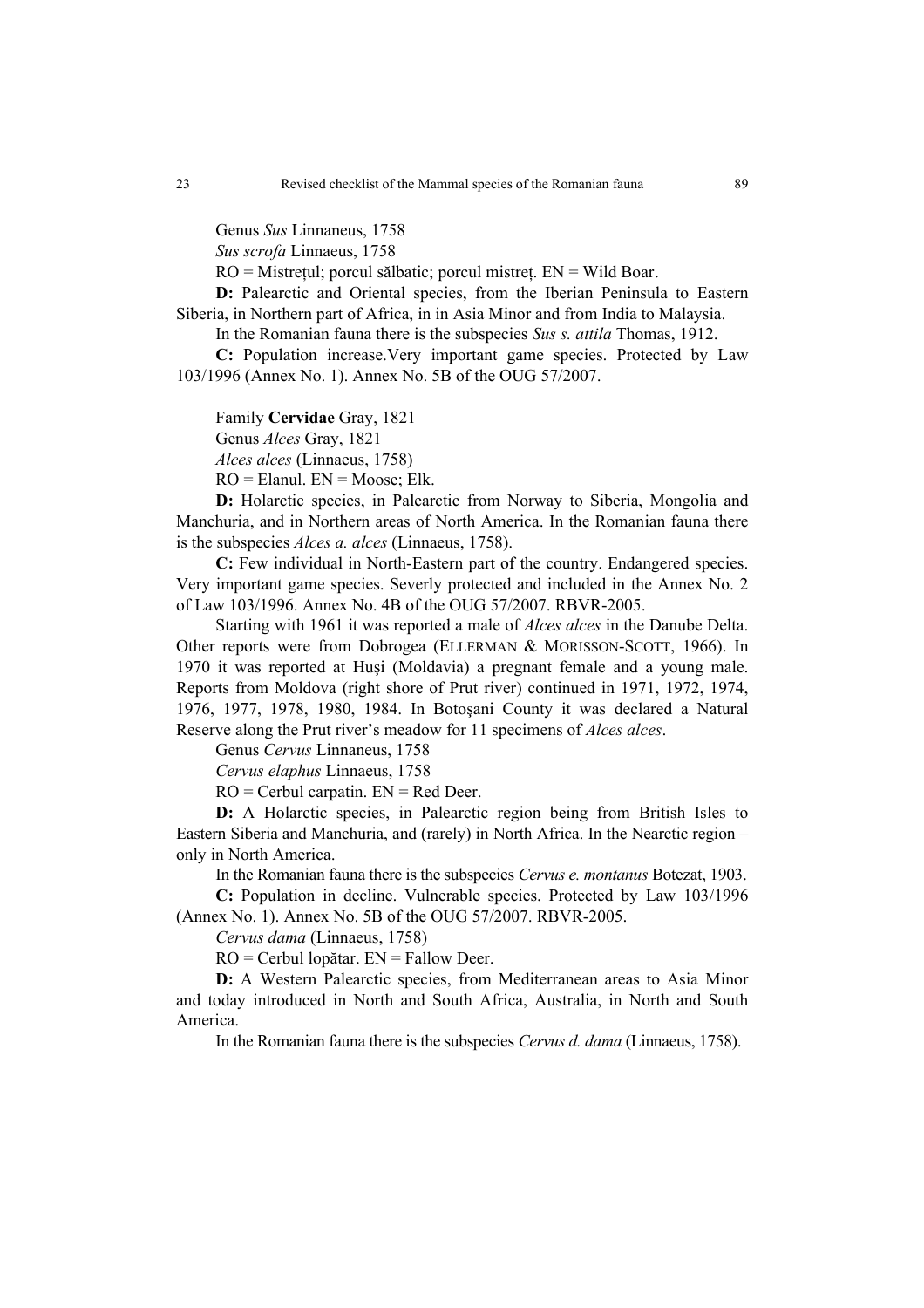Genus *Sus* Linnaneus, 1758

*Sus scrofa* Linnaeus, 1758

RO = Mistrețul; porcul sălbatic; porcul mistreț. EN = Wild Boar.

**D:** Palearctic and Oriental species, from the Iberian Peninsula to Eastern Siberia, in Northern part of Africa, in in Asia Minor and from India to Malaysia.

In the Romanian fauna there is the subspecies *Sus s. attila* Thomas, 1912.

**C:** Population increase.Very important game species. Protected by Law 103/1996 (Annex No. 1). Annex No. 5B of the OUG 57/2007.

Family **Cervidae** Gray, 1821

Genus *Alces* Gray, 1821

*Alces alces* (Linnaeus, 1758)

RO = Elanul. EN = Moose; Elk.

**D:** Holarctic species, in Palearctic from Norway to Siberia, Mongolia and Manchuria, and in Northern areas of North America. In the Romanian fauna there is the subspecies *Alces a. alces* (Linnaeus, 1758).

**C:** Few individual in North-Eastern part of the country. Endangered species. Very important game species. Severly protected and included in the Annex No. 2 of Law 103/1996. Annex No. 4B of the OUG 57/2007. RBVR-2005.

Starting with 1961 it was reported a male of *Alces alces* in the Danube Delta. Other reports were from Dobrogea (ELLERMAN & MORISSON-SCOTT, 1966). In 1970 it was reported at Huşi (Moldavia) a pregnant female and a young male. Reports from Moldova (right shore of Prut river) continued in 1971, 1972, 1974, 1976, 1977, 1978, 1980, 1984. In Botoşani County it was declared a Natural Reserve along the Prut river's meadow for 11 specimens of *Alces alces*.

Genus *Cervus* Linnaneus, 1758

*Cervus elaphus* Linnaeus, 1758

RO = Cerbul carpatin. EN = Red Deer.

**D:** A Holarctic species, in Palearctic region being from British Isles to Eastern Siberia and Manchuria, and (rarely) in North Africa. In the Nearctic region – only in North America.

In the Romanian fauna there is the subspecies *Cervus e. montanus* Botezat, 1903.

**C:** Population in decline. Vulnerable species. Protected by Law 103/1996 (Annex No. 1). Annex No. 5B of the OUG 57/2007. RBVR-2005.

*Cervus dama* (Linnaeus, 1758)

RO = Cerbul lopătar. EN = Fallow Deer.

**D:** A Western Palearctic species, from Mediterranean areas to Asia Minor and today introduced in North and South Africa, Australia, in North and South America.

In the Romanian fauna there is the subspecies *Cervus d. dama* (Linnaeus, 1758).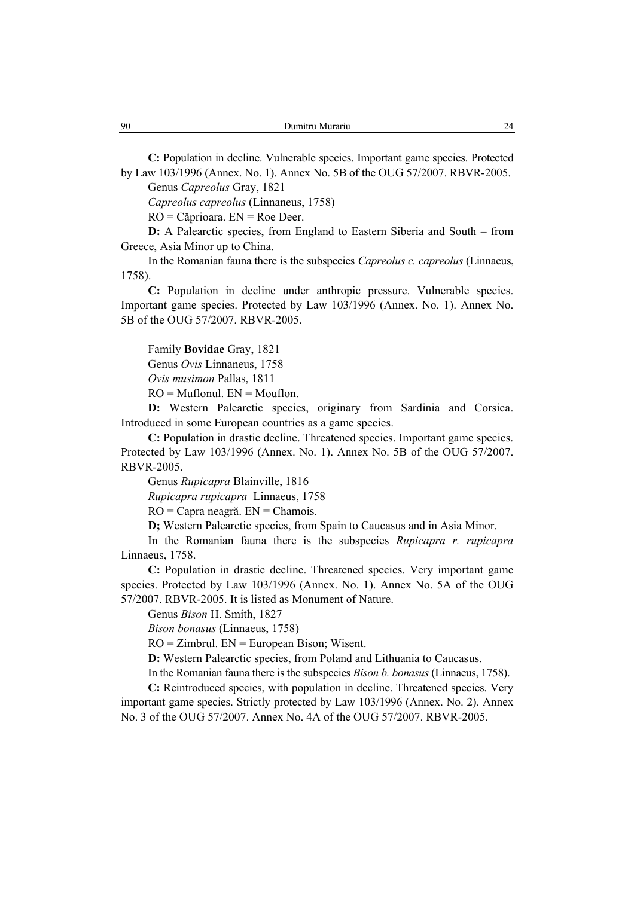**C:** Population in decline. Vulnerable species. Important game species. Protected by Law 103/1996 (Annex. No. 1). Annex No. 5B of the OUG 57/2007. RBVR-2005.

Genus *Capreolus* Gray, 1821

*Capreolus capreolus* (Linnaneus, 1758)

RO = Căprioara. EN = Roe Deer.

**D:** A Palearctic species, from England to Eastern Siberia and South – from Greece, Asia Minor up to China.

In the Romanian fauna there is the subspecies *Capreolus c. capreolus* (Linnaeus, 1758).

**C:** Population in decline under anthropic pressure. Vulnerable species. Important game species. Protected by Law 103/1996 (Annex. No. 1). Annex No. 5B of the OUG 57/2007. RBVR-2005.

Family **Bovidae** Gray, 1821

Genus *Ovis* Linnaneus, 1758

*Ovis musimon* Pallas, 1811

RO = Muflonul. EN = Mouflon.

**D:** Western Palearctic species, originary from Sardinia and Corsica. Introduced in some European countries as a game species.

**C:** Population in drastic decline. Threatened species. Important game species. Protected by Law 103/1996 (Annex. No. 1). Annex No. 5B of the OUG 57/2007. RBVR-2005.

Genus *Rupicapra* Blainville, 1816

*Rupicapra rupicapra* Linnaeus, 1758

RO = Capra neagră. EN = Chamois.

**D;** Western Palearctic species, from Spain to Caucasus and in Asia Minor.

In the Romanian fauna there is the subspecies *Rupicapra r. rupicapra* Linnaeus, 1758.

**C:** Population in drastic decline. Threatened species. Very important game species. Protected by Law 103/1996 (Annex. No. 1). Annex No. 5A of the OUG 57/2007. RBVR-2005. It is listed as Monument of Nature.

Genus *Bison* H. Smith, 1827

*Bison bonasus* (Linnaeus, 1758)

RO = Zimbrul. EN = European Bison; Wisent.

**D:** Western Palearctic species, from Poland and Lithuania to Caucasus.

In the Romanian fauna there is the subspecies *Bison b. bonasus* (Linnaeus, 1758).

**C:** Reintroduced species, with population in decline. Threatened species. Very important game species. Strictly protected by Law 103/1996 (Annex. No. 2). Annex No. 3 of the OUG 57/2007. Annex No. 4A of the OUG 57/2007. RBVR-2005.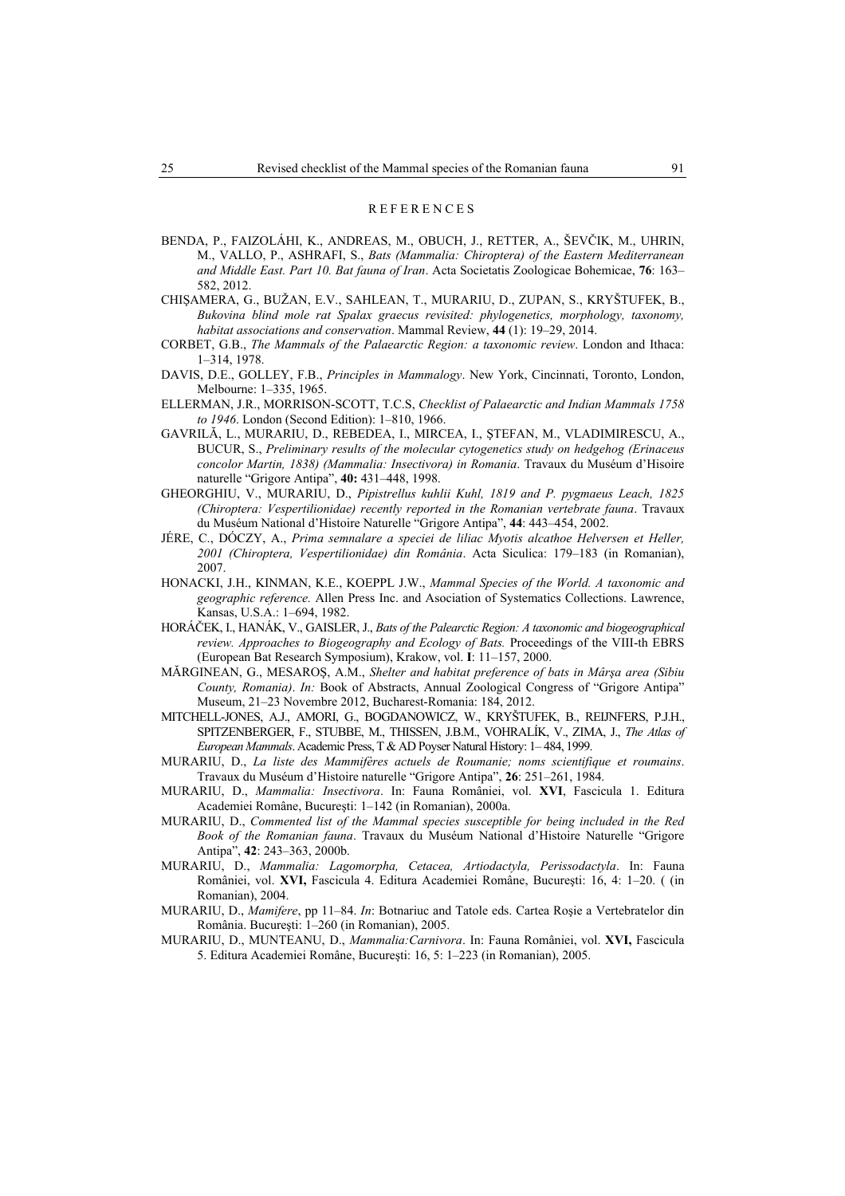## REFERENCES

BENDA, P., FAIZOLÁHI, K., ANDREAS, M., OBUCH, J., RETTER, A., ŠEVČIK, M., UHRIN, M., VALLO, P., ASHRAFI, S., *Bats (Mammalia: Chiroptera) of the Eastern Mediterranean and Middle East. Part 10. Bat fauna of Iran*. Acta Societatis Zoologicae Bohemicae, **76**: 163–582, 2012.

CHIŞAMERA, G., BUŽAN, E.V., SAHLEAN, T., MURARIU, D., ZUPAN, S., KRYŠTUFEK, B., *Bukovina blind mole rat Spalax graecus revisited: phylogenetics, morphology, taxonomy, habitat associations and conservation*. Mammal Review, **44** (1): 19–29, 2014.

CORBET, G.B., *The Mammals of the Palaearctic Region: a taxonomic review*. London and Ithaca: 1–314, 1978.

DAVIS, D.E., GOLLEY, F.B., *Principles in Mammalogy*. New York, Cincinnati, Toronto, London, Melbourne: 1–335, 1965.

ELLERMAN, J.R., MORRISON-SCOTT, T.C.S, *Checklist of Palaearctic and Indian Mammals 1758 to 1946*. London (Second Edition): 1–810, 1966.

GAVRILĂ, L., MURARIU, D., REBEDEA, I., MIRCEA, I., ŞTEFAN, M., VLADIMIRESCU, A., BUCUR, S., *Preliminary results of the molecular cytogenetics study on hedgehog (Erinaceus concolor Martin, 1838) (Mammalia: Insectivora) in Romania*. Travaux du Muséum d'Hisoire naturelle "Grigore Antipa", **40:** 431–448, 1998.

GHEORGHIU, V., MURARIU, D., *Pipistrellus kuhlii Kuhl, 1819 and P. pygmaeus Leach, 1825 (Chiroptera: Vespertilionidae) recently reported in the Romanian vertebrate fauna*. Travaux du Muséum National d'Histoire Naturelle "Grigore Antipa", **44**: 443–454, 2002.

JÉRE, C., DÓCZY, A., *Prima semnalare a speciei de liliac Myotis alcathoe Helversen et Heller, 2001 (Chiroptera, Vespertilionidae) din România*. Acta Siculica: 179–183 (in Romanian), 2007.

HONACKI, J.H., KINMAN, K.E., KOEPPL J.W., *Mammal Species of the World. A taxonomic and geographic reference.* Allen Press Inc. and Asociation of Systematics Collections. Lawrence, Kansas, U.S.A.: 1–694, 1982.

HORÁČEK, I., HANÁK, V., GAISLER, J., *Bats of the Palearctic Region: A taxonomic and biogeographical review. Approaches to Biogeography and Ecology of Bats.* Proceedings of the VIII-th EBRS (European Bat Research Symposium), Krakow, vol. **I**: 11–157, 2000.

MĂRGINEAN, G., MESAROŞ, A.M., *Shelter and habitat preference of bats in Mârşa area (Sibiu County, Romania)*. *In:* Book of Abstracts, Annual Zoological Congress of "Grigore Antipa" Museum, 21–23 Novembre 2012, Bucharest-Romania: 184, 2012.

MITCHELL-JONES, A.J., AMORI, G., BOGDANOWICZ, W., KRYŠTUFEK, B., REIJNFERS, P.J.H., SPITZENBERGER, F., STUBBE, M., THISSEN, J.B.M., VOHRALÍK, V., ZIMA, J., *The Atlas of European Mammals*. Academic Press, T & AD Poyser Natural History: 1– 484, 1999.

MURARIU, D., *La liste des Mammifères actuels de Roumanie; noms scientifique et roumains*. Travaux du Muséum d'Histoire naturelle "Grigore Antipa", **26**: 251–261, 1984.

MURARIU, D., *Mammalia: Insectivora*. In: Fauna României, vol. **XVI**, Fascicula 1. Editura Academiei Române, Bucureşti: 1–142 (in Romanian), 2000a.

MURARIU, D., *Commented list of the Mammal species susceptible for being included in the Red Book of the Romanian fauna*. Travaux du Muséum National d'Histoire Naturelle "Grigore Antipa", **42**: 243–363, 2000b.

MURARIU, D., *Mammalia: Lagomorpha, Cetacea, Artiodactyla, Perissodactyla*. In: Fauna României, vol. **XVI,** Fascicula 4. Editura Academiei Române, Bucureşti: 16, 4: 1–20. ( (in Romanian), 2004.

MURARIU, D., *Mamifere*, pp 11–84. *In*: Botnariuc and Tatole eds. Cartea Roşie a Vertebratelor din România. Bucureşti: 1–260 (in Romanian), 2005.

MURARIU, D., MUNTEANU, D., *Mammalia:Carnivora*. In: Fauna României, vol. **XVI,** Fascicula 5. Editura Academiei Române, Bucureşti: 16, 5: 1–223 (in Romanian), 2005.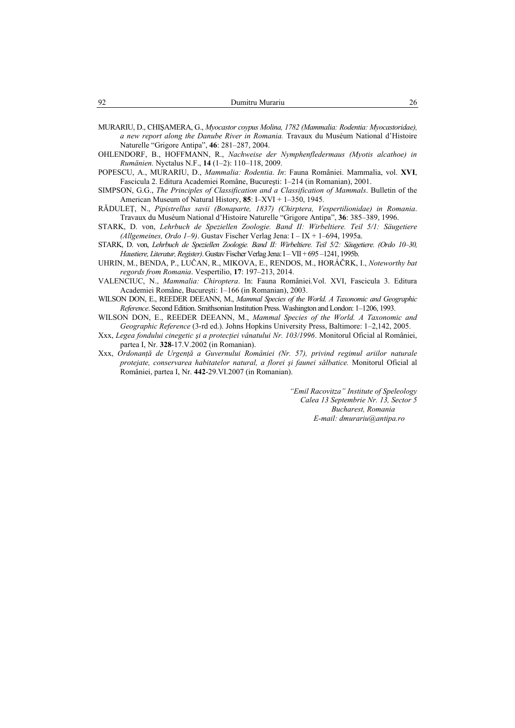MURARIU, D., CHIŞAMERA, G., *Myocastor coypus Molina, 1782 (Mammalia: Rodentia: Myocastoridae), a new report along the Danube River in Romania.* Travaux du Muséum National d'Histoire Naturelle "Grigore Antipa", **46**: 281–287, 2004.

OHLENDORF, B., HOFFMANN, R., *Nachweise der Nymphenfledermaus (Myotis alcathoe) in Rumänien.* Nyctalus N.F., **14** (1–2): 110–118, 2009.

POPESCU, A., MURARIU, D., *Mammalia: Rodentia*. *In*: Fauna României. Mammalia, vol. **XVI**, Fascicula 2. Editura Academiei Române, Bucureşti: 1–214 (in Romanian), 2001.

SIMPSON, G.G., *The Principles of Classification and a Classification of Mammals*. Bulletin of the American Museum of Natural History, **85**: I–XVI + 1–350, 1945.

RĂDULEŢ, N., *Pipistrellus savii (Bonaparte, 1837) (Chirptera, Vespertilionidae) in Romania*. Travaux du Muséum National d'Histoire Naturelle "Grigore Antipa", **36**: 385–389, 1996.

STARK, D. von, *Lehrbuch de Speziellen Zoologie. Band II: Wirbeltiere. Teil 5/1: Säugetiere (Allgemeines, Ordo 1–9)*. Gustav Fischer Verlag Jena: I – IX + 1–694, 1995a.

STARK, D. von, *Lehrbuch de Speziellen Zoologie. Band II: Wirbeltiere. Teil 5/2: Säugetiere. (Ordo 10–30, Haustiere, Literatur, Register)*. Gustav Fischer Verlag Jena: I – VII + 695 –1241, 1995b.

UHRIN, M., BENDA, P., LUČAN, R., MIKOVA, E., RENDOS, M., HORÁČRK, I., *Noteworthy bat regords from Romania*. Vespertilio, **17**: 197–213, 2014.

VALENCIUC, N., *Mammalia: Chiroptera*. In: Fauna României.Vol. XVI, Fascicula 3. Editura Academiei Române, Bucureşti: 1–166 (in Romanian), 2003.

WILSON DON, E., REEDER DEEANN, M., *Mammal Species of the World. A Taxonomic and Geographic Reference*. Second Edition. Smithsonian Institution Press. Washington and London: 1–1206, 1993.

WILSON DON, E., REEDER DEEANN, M., *Mammal Species of the World. A Taxonomic and Geographic Reference* (3-rd ed.). Johns Hopkins University Press, Baltimore: 1–2,142, 2005.

Xxx, *Legea fondului cinegetic şi a protecţiei vânatului Nr. 103/1996*. Monitorul Oficial al României, partea I, Nr. **328**-17.V.2002 (in Romanian).

Xxx, *Ordonanţă de Urgenţă a Guvernului României (Nr. 57), privind regimul ariilor naturale protejate, conservarea habitatelor natural, a florei şi faunei sălbatice.* Monitorul Oficial al României, partea I, Nr. **442**-29.VI.2007 (in Romanian).

*"Emil Racovitza" Institute of Speleology*
*Calea 13 Septembrie Nr. 13, Sector 5*
*Bucharest, Romania*
*E-mail: dmurariu@antipa.ro*